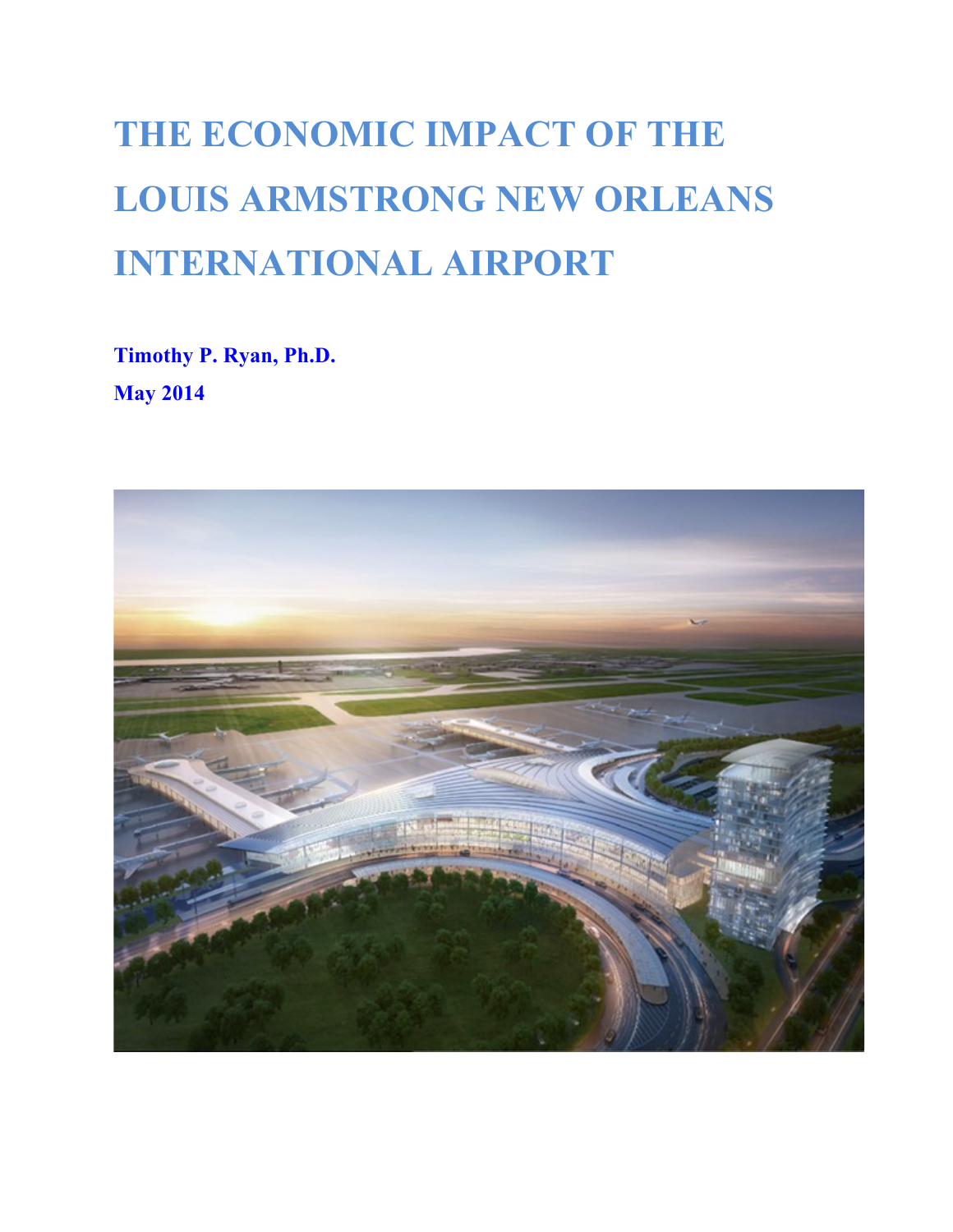# THE ECONOMIC IMPACT OF THE LOUIS ARMSTRONG NEW ORLEANS INTERNATIONAL AIRPORT

**Timothy P. Ryan, Ph.D.**

**May 2014**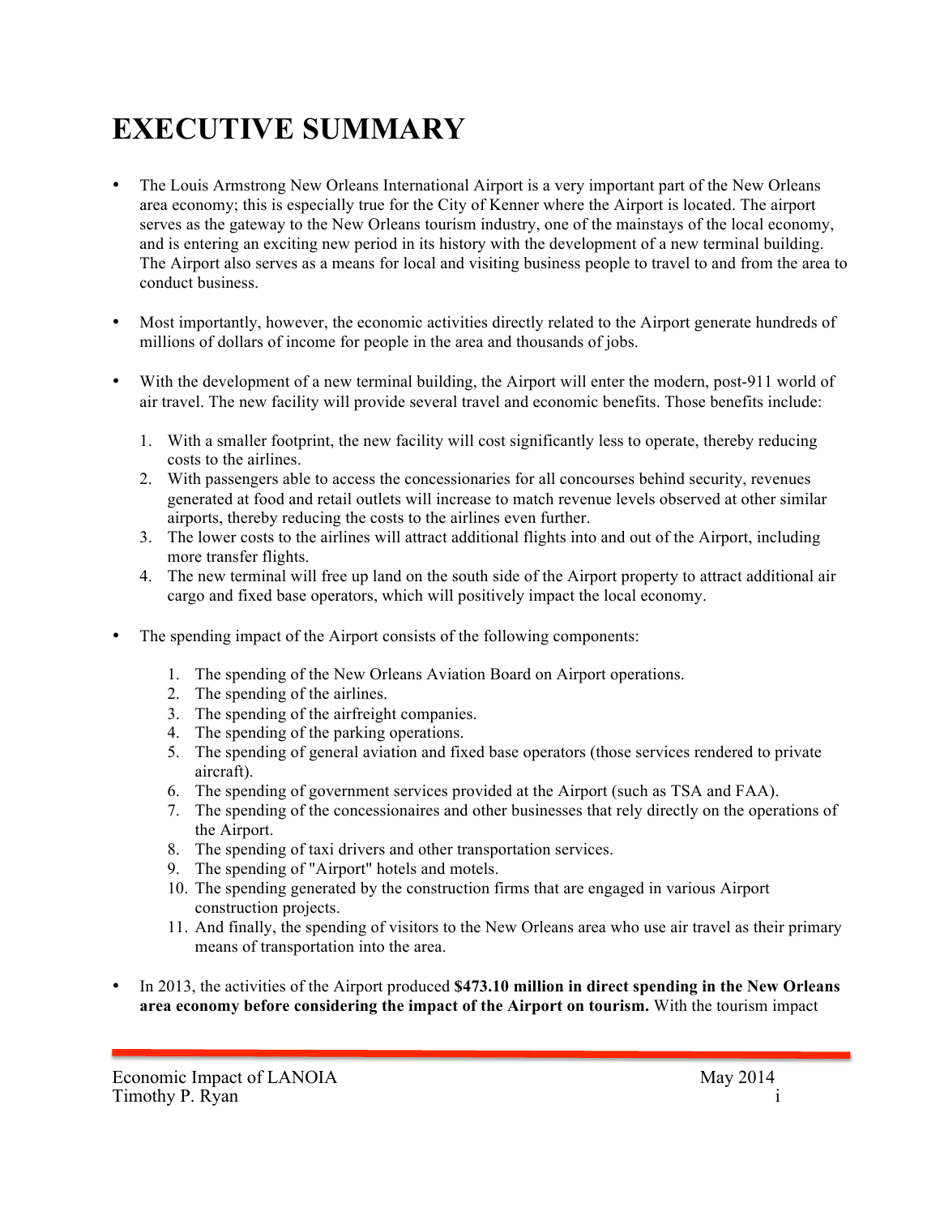# EXECUTIVE SUMMARY

- The Louis Armstrong New Orleans International Airport is a very important part of the New Orleans area economy; this is especially true for the City of Kenner where the Airport is located. The airport serves as the gateway to the New Orleans tourism industry, one of the mainstays of the local economy, and is entering an exciting new period in its history with the development of a new terminal building. The Airport also serves as a means for local and visiting business people to travel to and from the area to conduct business.

- Most importantly, however, the economic activities directly related to the Airport generate hundreds of millions of dollars of income for people in the area and thousands of jobs.

- With the development of a new terminal building, the Airport will enter the modern, post-911 world of air travel. The new facility will provide several travel and economic benefits. Those benefits include:

  1. With a smaller footprint, the new facility will cost significantly less to operate, thereby reducing costs to the airlines.
  2. With passengers able to access the concessionaries for all concourses behind security, revenues generated at food and retail outlets will increase to match revenue levels observed at other similar airports, thereby reducing the costs to the airlines even further.
  3. The lower costs to the airlines will attract additional flights into and out of the Airport, including more transfer flights.
  4. The new terminal will free up land on the south side of the Airport property to attract additional air cargo and fixed base operators, which will positively impact the local economy.

- The spending impact of the Airport consists of the following components:

  1. The spending of the New Orleans Aviation Board on Airport operations.
  2. The spending of the airlines.
  3. The spending of the airfreight companies.
  4. The spending of the parking operations.
  5. The spending of general aviation and fixed base operators (those services rendered to private aircraft).
  6. The spending of government services provided at the Airport (such as TSA and FAA).
  7. The spending of the concessionaires and other businesses that rely directly on the operations of the Airport.
  8. The spending of taxi drivers and other transportation services.
  9. The spending of "Airport" hotels and motels.
  10. The spending generated by the construction firms that are engaged in various Airport construction projects.
  11. And finally, the spending of visitors to the New Orleans area who use air travel as their primary means of transportation into the area.

- In 2013, the activities of the Airport produced **$473.10 million in direct spending in the New Orleans area economy before considering the impact of the Airport on tourism.** With the tourism impact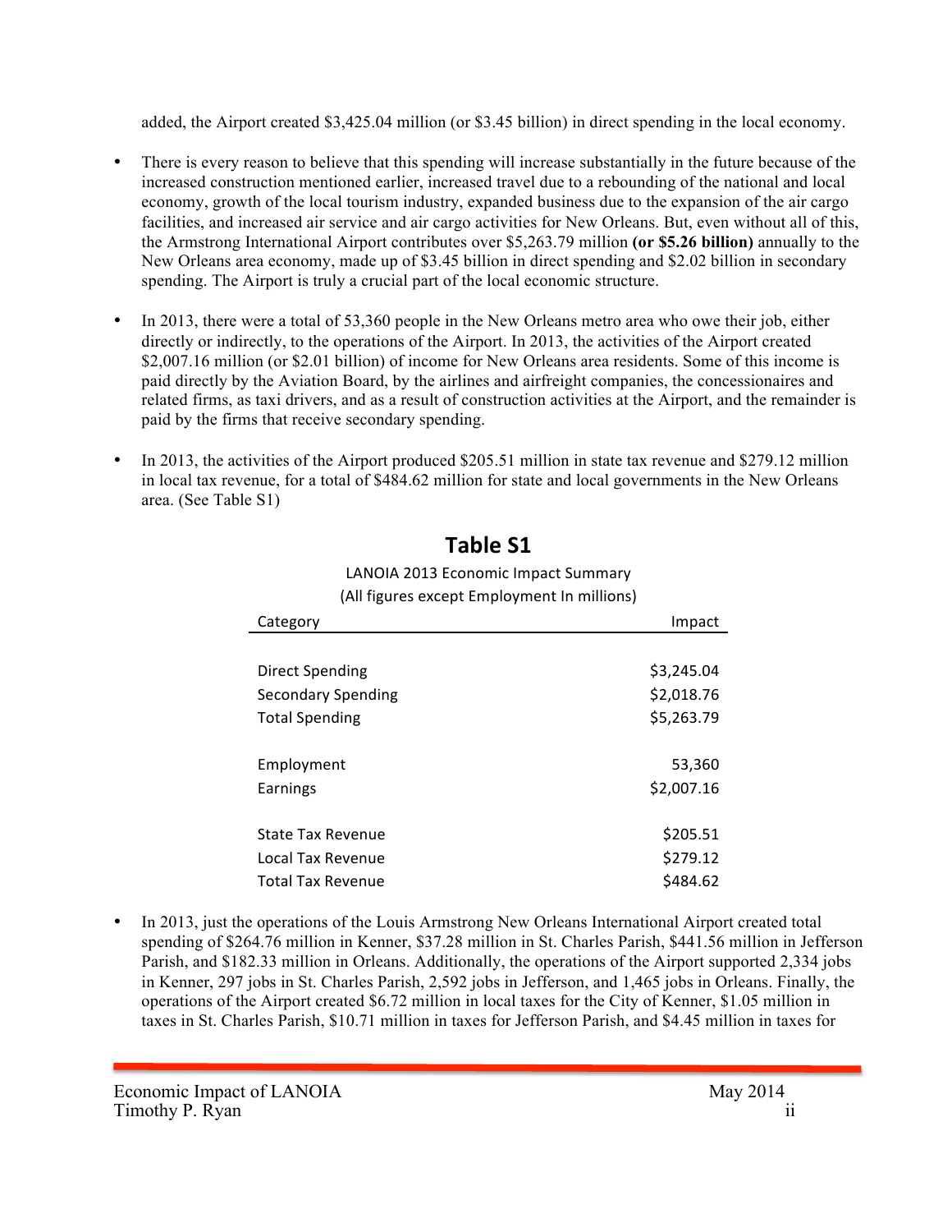added, the Airport created $3,425.04 million (or $3.45 billion) in direct spending in the local economy.

- There is every reason to believe that this spending will increase substantially in the future because of the increased construction mentioned earlier, increased travel due to a rebounding of the national and local economy, growth of the local tourism industry, expanded business due to the expansion of the air cargo facilities, and increased air service and air cargo activities for New Orleans. But, even without all of this, the Armstrong International Airport contributes over $5,263.79 million **(or $5.26 billion)** annually to the New Orleans area economy, made up of $3.45 billion in direct spending and $2.02 billion in secondary spending. The Airport is truly a crucial part of the local economic structure.

- In 2013, there were a total of 53,360 people in the New Orleans metro area who owe their job, either directly or indirectly, to the operations of the Airport. In 2013, the activities of the Airport created $2,007.16 million (or $2.01 billion) of income for New Orleans area residents. Some of this income is paid directly by the Aviation Board, by the airlines and airfreight companies, the concessionaires and related firms, as taxi drivers, and as a result of construction activities at the Airport, and the remainder is paid by the firms that receive secondary spending.

- In 2013, the activities of the Airport produced $205.51 million in state tax revenue and $279.12 million in local tax revenue, for a total of $484.62 million for state and local governments in the New Orleans area. (See Table S1)

## Table S1

LANOIA 2013 Economic Impact Summary

(All figures except Employment In millions)

| Category | Impact |
|---|---:|
| Direct Spending | $3,245.04 |
| Secondary Spending | $2,018.76 |
| Total Spending | $5,263.79 |
| Employment | 53,360 |
| Earnings | $2,007.16 |
| State Tax Revenue | $205.51 |
| Local Tax Revenue | $279.12 |
| Total Tax Revenue | $484.62 |

- In 2013, just the operations of the Louis Armstrong New Orleans International Airport created total spending of $264.76 million in Kenner, $37.28 million in St. Charles Parish, $441.56 million in Jefferson Parish, and $182.33 million in Orleans. Additionally, the operations of the Airport supported 2,334 jobs in Kenner, 297 jobs in St. Charles Parish, 2,592 jobs in Jefferson, and 1,465 jobs in Orleans. Finally, the operations of the Airport created $6.72 million in local taxes for the City of Kenner, $1.05 million in taxes in St. Charles Parish, $10.71 million in taxes for Jefferson Parish, and $4.45 million in taxes for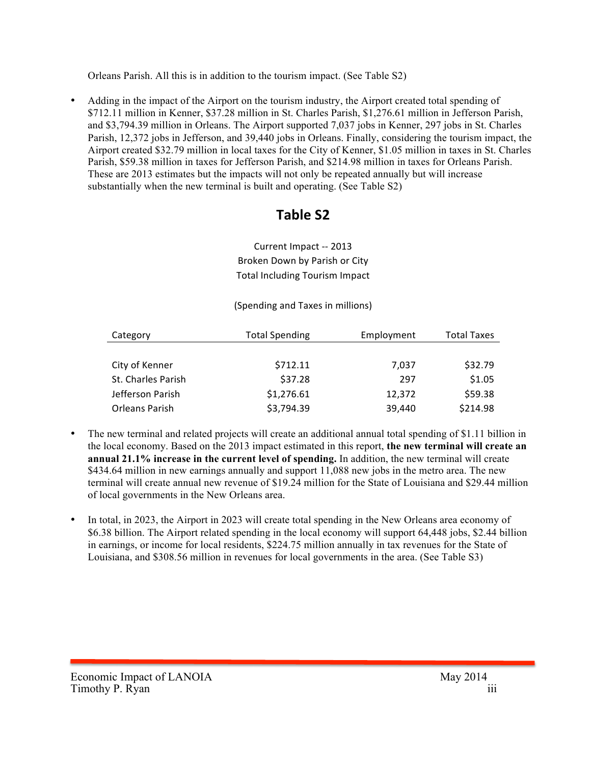Orleans Parish. All this is in addition to the tourism impact. (See Table S2)

- Adding in the impact of the Airport on the tourism industry, the Airport created total spending of $712.11 million in Kenner, $37.28 million in St. Charles Parish, $1,276.61 million in Jefferson Parish, and $3,794.39 million in Orleans. The Airport supported 7,037 jobs in Kenner, 297 jobs in St. Charles Parish, 12,372 jobs in Jefferson, and 39,440 jobs in Orleans. Finally, considering the tourism impact, the Airport created $32.79 million in local taxes for the City of Kenner, $1.05 million in taxes in St. Charles Parish, $59.38 million in taxes for Jefferson Parish, and $214.98 million in taxes for Orleans Parish. These are 2013 estimates but the impacts will not only be repeated annually but will increase substantially when the new terminal is built and operating. (See Table S2)

## Table S2

Current Impact -- 2013
Broken Down by Parish or City
Total Including Tourism Impact

(Spending and Taxes in millions)

| Category | Total Spending | Employment | Total Taxes |
|---|---|---|---|
| City of Kenner | $712.11 | 7,037 | $32.79 |
| St. Charles Parish | $37.28 | 297 | $1.05 |
| Jefferson Parish | $1,276.61 | 12,372 | $59.38 |
| Orleans Parish | $3,794.39 | 39,440 | $214.98 |

- The new terminal and related projects will create an additional annual total spending of $1.11 billion in the local economy. Based on the 2013 impact estimated in this report, **the new terminal will create an annual 21.1% increase in the current level of spending.** In addition, the new terminal will create $434.64 million in new earnings annually and support 11,088 new jobs in the metro area. The new terminal will create annual new revenue of $19.24 million for the State of Louisiana and $29.44 million of local governments in the New Orleans area.

- In total, in 2023, the Airport in 2023 will create total spending in the New Orleans area economy of $6.38 billion. The Airport related spending in the local economy will support 64,448 jobs, $2.44 billion in earnings, or income for local residents, $224.75 million annually in tax revenues for the State of Louisiana, and $308.56 million in revenues for local governments in the area. (See Table S3)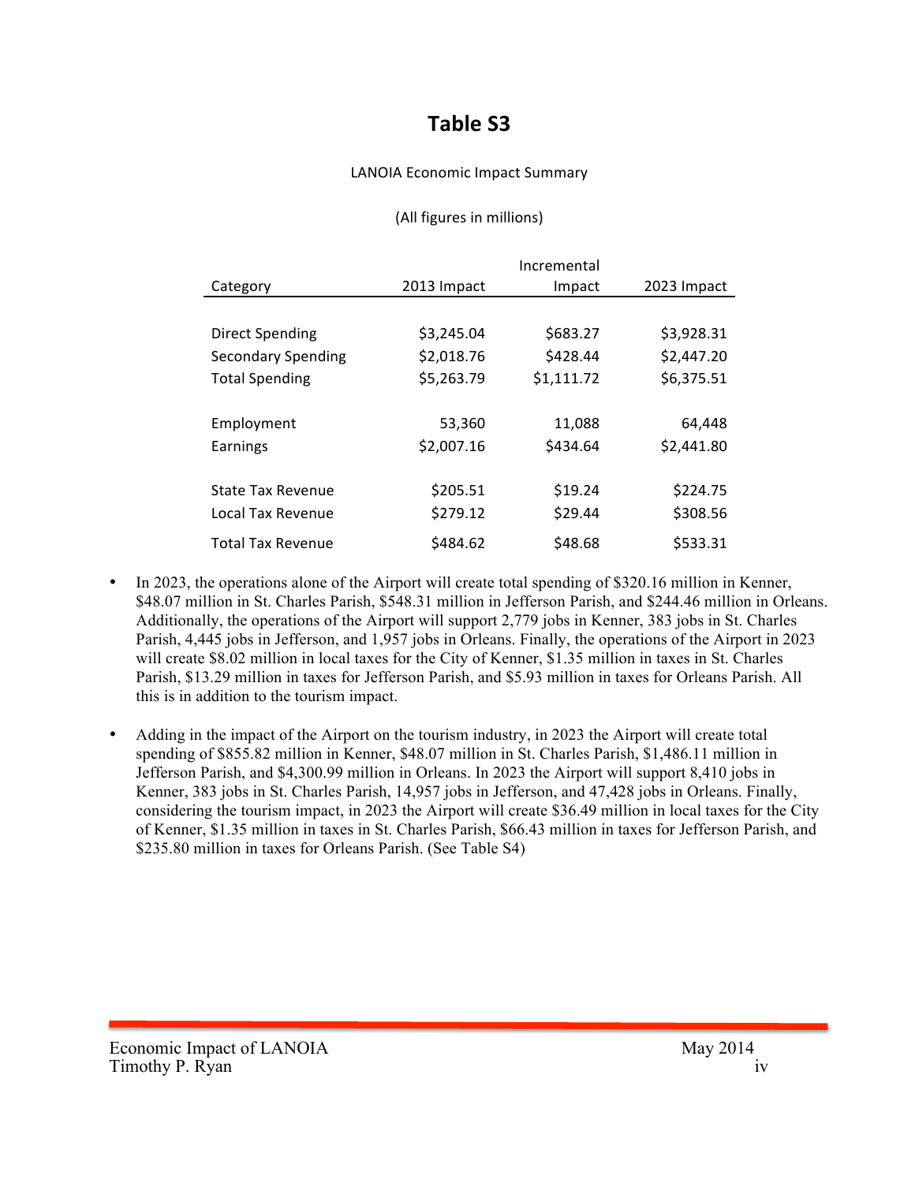# Table S3

LANOIA Economic Impact Summary

(All figures in millions)

| Category | 2013 Impact | Incremental Impact | 2023 Impact |
|---|---|---|---|
| Direct Spending | $3,245.04 | $683.27 | $3,928.31 |
| Secondary Spending | $2,018.76 | $428.44 | $2,447.20 |
| Total Spending | $5,263.79 | $1,111.72 | $6,375.51 |
| | | | |
| Employment | 53,360 | 11,088 | 64,448 |
| Earnings | $2,007.16 | $434.64 | $2,441.80 |
| | | | |
| State Tax Revenue | $205.51 | $19.24 | $224.75 |
| Local Tax Revenue | $279.12 | $29.44 | $308.56 |
| Total Tax Revenue | $484.62 | $48.68 | $533.31 |

- In 2023, the operations alone of the Airport will create total spending of $320.16 million in Kenner, $48.07 million in St. Charles Parish, $548.31 million in Jefferson Parish, and $244.46 million in Orleans. Additionally, the operations of the Airport will support 2,779 jobs in Kenner, 383 jobs in St. Charles Parish, 4,445 jobs in Jefferson, and 1,957 jobs in Orleans. Finally, the operations of the Airport in 2023 will create $8.02 million in local taxes for the City of Kenner, $1.35 million in taxes in St. Charles Parish, $13.29 million in taxes for Jefferson Parish, and $5.93 million in taxes for Orleans Parish. All this is in addition to the tourism impact.

- Adding in the impact of the Airport on the tourism industry, in 2023 the Airport will create total spending of $855.82 million in Kenner, $48.07 million in St. Charles Parish, $1,486.11 million in Jefferson Parish, and $4,300.99 million in Orleans. In 2023 the Airport will support 8,410 jobs in Kenner, 383 jobs in St. Charles Parish, 14,957 jobs in Jefferson, and 47,428 jobs in Orleans. Finally, considering the tourism impact, in 2023 the Airport will create $36.49 million in local taxes for the City of Kenner, $1.35 million in taxes in St. Charles Parish, $66.43 million in taxes for Jefferson Parish, and $235.80 million in taxes for Orleans Parish. (See Table S4)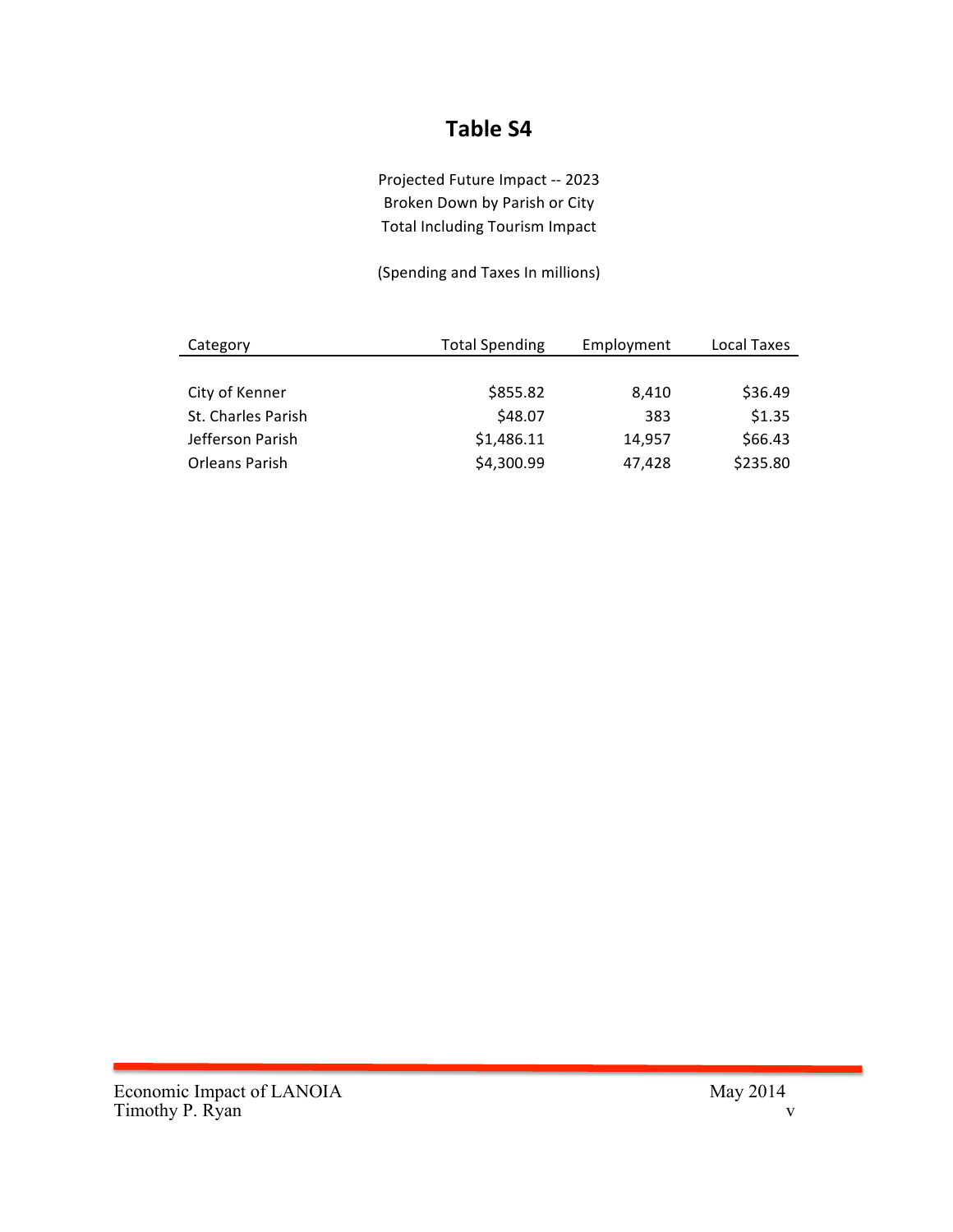# Table S4

Projected Future Impact -- 2023
Broken Down by Parish or City
Total Including Tourism Impact

(Spending and Taxes In millions)

| Category | Total Spending | Employment | Local Taxes |
|---|---|---|---|
| City of Kenner | $855.82 | 8,410 | $36.49 |
| St. Charles Parish | $48.07 | 383 | $1.35 |
| Jefferson Parish | $1,486.11 | 14,957 | $66.43 |
| Orleans Parish | $4,300.99 | 47,428 | $235.80 |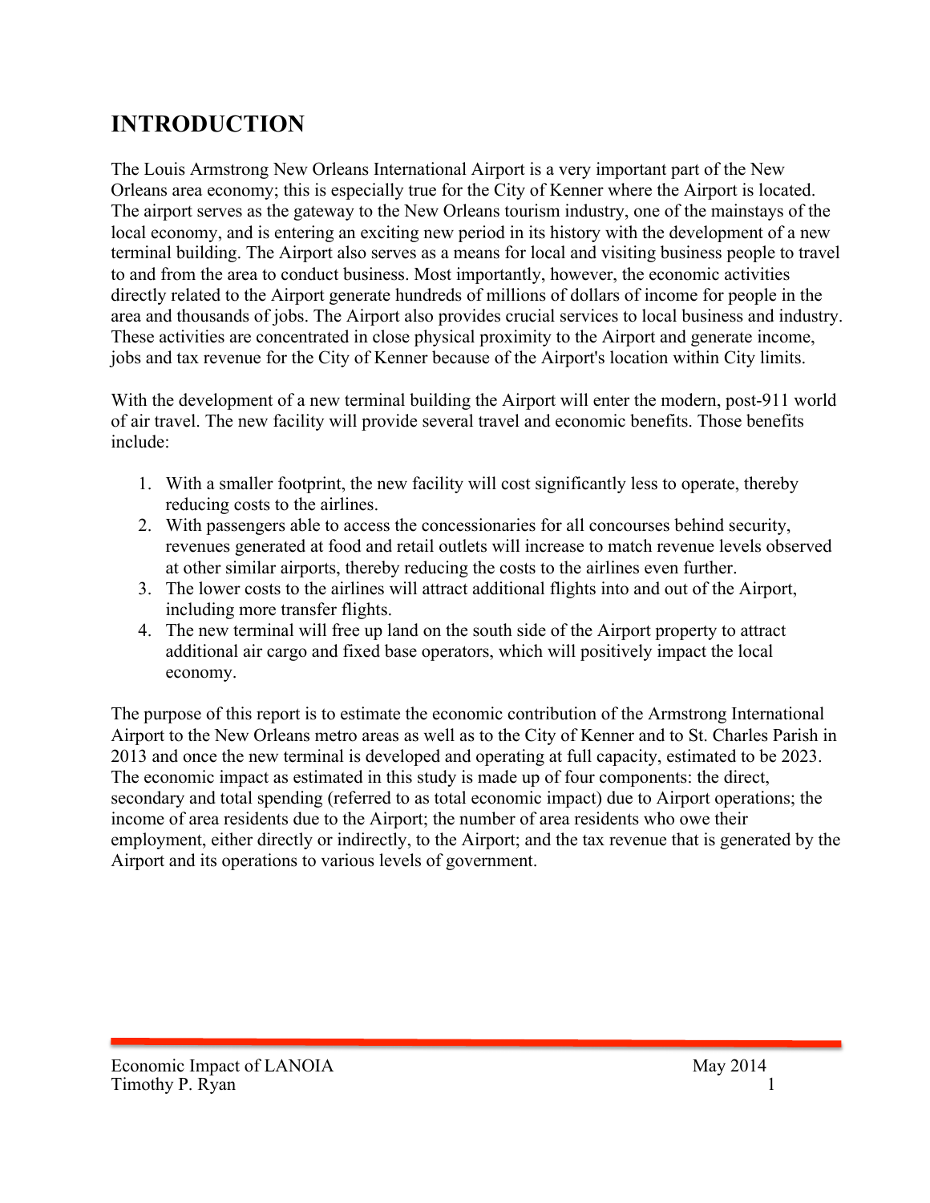# INTRODUCTION

The Louis Armstrong New Orleans International Airport is a very important part of the New Orleans area economy; this is especially true for the City of Kenner where the Airport is located. The airport serves as the gateway to the New Orleans tourism industry, one of the mainstays of the local economy, and is entering an exciting new period in its history with the development of a new terminal building. The Airport also serves as a means for local and visiting business people to travel to and from the area to conduct business. Most importantly, however, the economic activities directly related to the Airport generate hundreds of millions of dollars of income for people in the area and thousands of jobs. The Airport also provides crucial services to local business and industry. These activities are concentrated in close physical proximity to the Airport and generate income, jobs and tax revenue for the City of Kenner because of the Airport's location within City limits.

With the development of a new terminal building the Airport will enter the modern, post-911 world of air travel. The new facility will provide several travel and economic benefits. Those benefits include:

1. With a smaller footprint, the new facility will cost significantly less to operate, thereby reducing costs to the airlines.
2. With passengers able to access the concessionaries for all concourses behind security, revenues generated at food and retail outlets will increase to match revenue levels observed at other similar airports, thereby reducing the costs to the airlines even further.
3. The lower costs to the airlines will attract additional flights into and out of the Airport, including more transfer flights.
4. The new terminal will free up land on the south side of the Airport property to attract additional air cargo and fixed base operators, which will positively impact the local economy.

The purpose of this report is to estimate the economic contribution of the Armstrong International Airport to the New Orleans metro areas as well as to the City of Kenner and to St. Charles Parish in 2013 and once the new terminal is developed and operating at full capacity, estimated to be 2023. The economic impact as estimated in this study is made up of four components: the direct, secondary and total spending (referred to as total economic impact) due to Airport operations; the income of area residents due to the Airport; the number of area residents who owe their employment, either directly or indirectly, to the Airport; and the tax revenue that is generated by the Airport and its operations to various levels of government.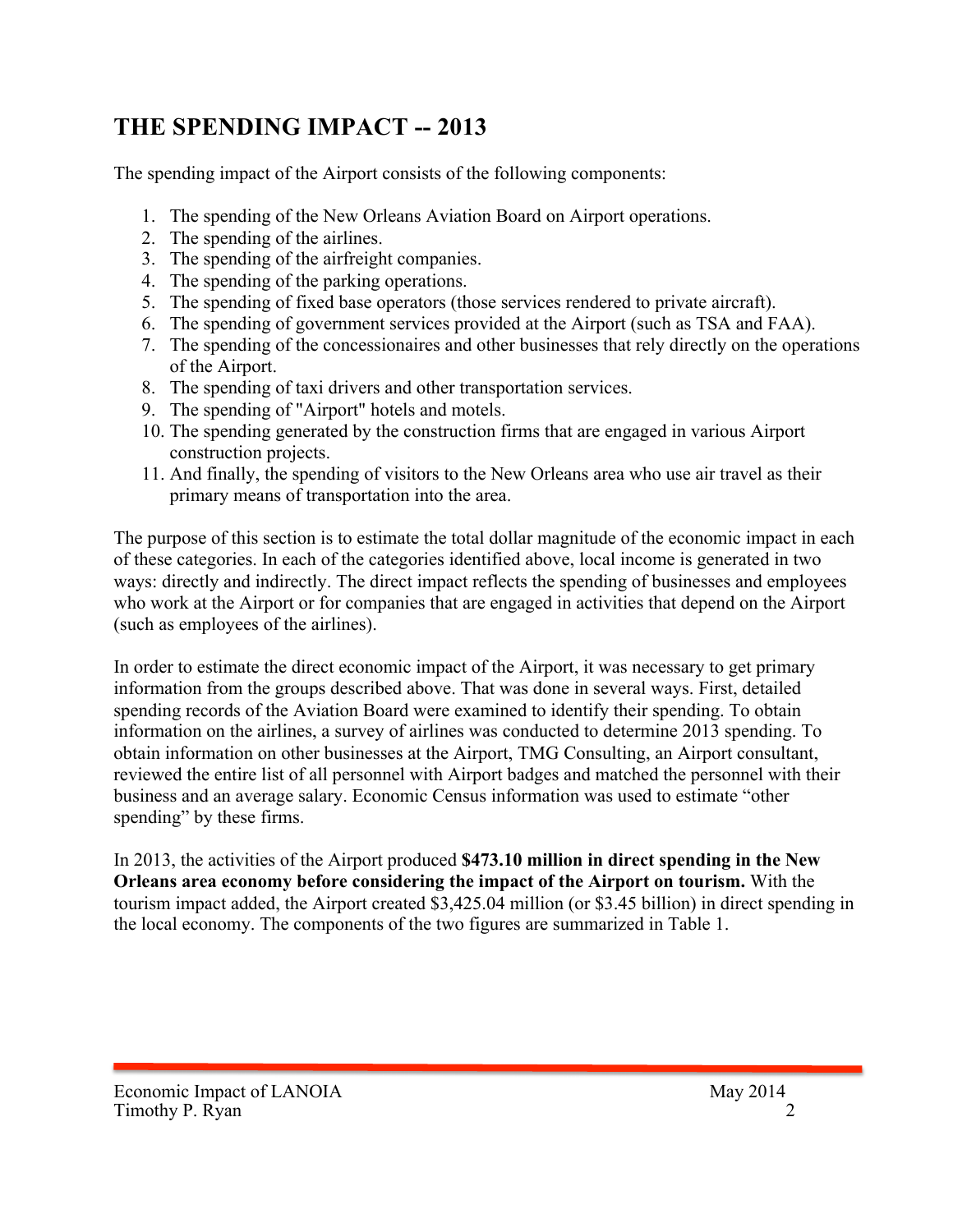## THE SPENDING IMPACT -- 2013

The spending impact of the Airport consists of the following components:

1. The spending of the New Orleans Aviation Board on Airport operations.
2. The spending of the airlines.
3. The spending of the airfreight companies.
4. The spending of the parking operations.
5. The spending of fixed base operators (those services rendered to private aircraft).
6. The spending of government services provided at the Airport (such as TSA and FAA).
7. The spending of the concessionaires and other businesses that rely directly on the operations of the Airport.
8. The spending of taxi drivers and other transportation services.
9. The spending of "Airport" hotels and motels.
10. The spending generated by the construction firms that are engaged in various Airport construction projects.
11. And finally, the spending of visitors to the New Orleans area who use air travel as their primary means of transportation into the area.

The purpose of this section is to estimate the total dollar magnitude of the economic impact in each of these categories. In each of the categories identified above, local income is generated in two ways: directly and indirectly. The direct impact reflects the spending of businesses and employees who work at the Airport or for companies that are engaged in activities that depend on the Airport (such as employees of the airlines).

In order to estimate the direct economic impact of the Airport, it was necessary to get primary information from the groups described above. That was done in several ways. First, detailed spending records of the Aviation Board were examined to identify their spending. To obtain information on the airlines, a survey of airlines was conducted to determine 2013 spending. To obtain information on other businesses at the Airport, TMG Consulting, an Airport consultant, reviewed the entire list of all personnel with Airport badges and matched the personnel with their business and an average salary. Economic Census information was used to estimate "other spending" by these firms.

In 2013, the activities of the Airport produced **$473.10 million in direct spending in the New Orleans area economy before considering the impact of the Airport on tourism.** With the tourism impact added, the Airport created $3,425.04 million (or $3.45 billion) in direct spending in the local economy. The components of the two figures are summarized in Table 1.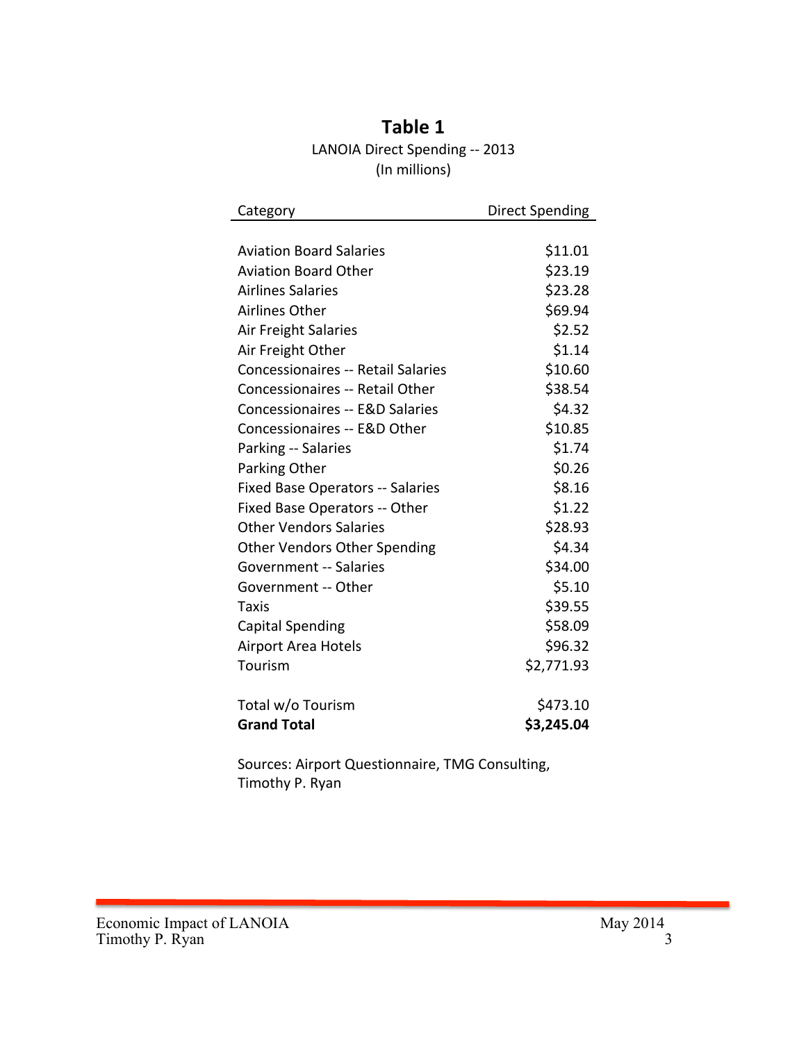## Table 1

LANOIA Direct Spending -- 2013
(In millions)

| Category | Direct Spending |
| --- | ---: |
| Aviation Board Salaries | $11.01 |
| Aviation Board Other | $23.19 |
| Airlines Salaries | $23.28 |
| Airlines Other | $69.94 |
| Air Freight Salaries | $2.52 |
| Air Freight Other | $1.14 |
| Concessionaires -- Retail Salaries | $10.60 |
| Concessionaires -- Retail Other | $38.54 |
| Concessionaires -- E&D Salaries | $4.32 |
| Concessionaires -- E&D Other | $10.85 |
| Parking -- Salaries | $1.74 |
| Parking Other | $0.26 |
| Fixed Base Operators -- Salaries | $8.16 |
| Fixed Base Operators -- Other | $1.22 |
| Other Vendors Salaries | $28.93 |
| Other Vendors Other Spending | $4.34 |
| Government -- Salaries | $34.00 |
| Government -- Other | $5.10 |
| Taxis | $39.55 |
| Capital Spending | $58.09 |
| Airport Area Hotels | $96.32 |
| Tourism | $2,771.93 |
| Total w/o Tourism | $473.10 |
| **Grand Total** | **$3,245.04** |

Sources: Airport Questionnaire, TMG Consulting, Timothy P. Ryan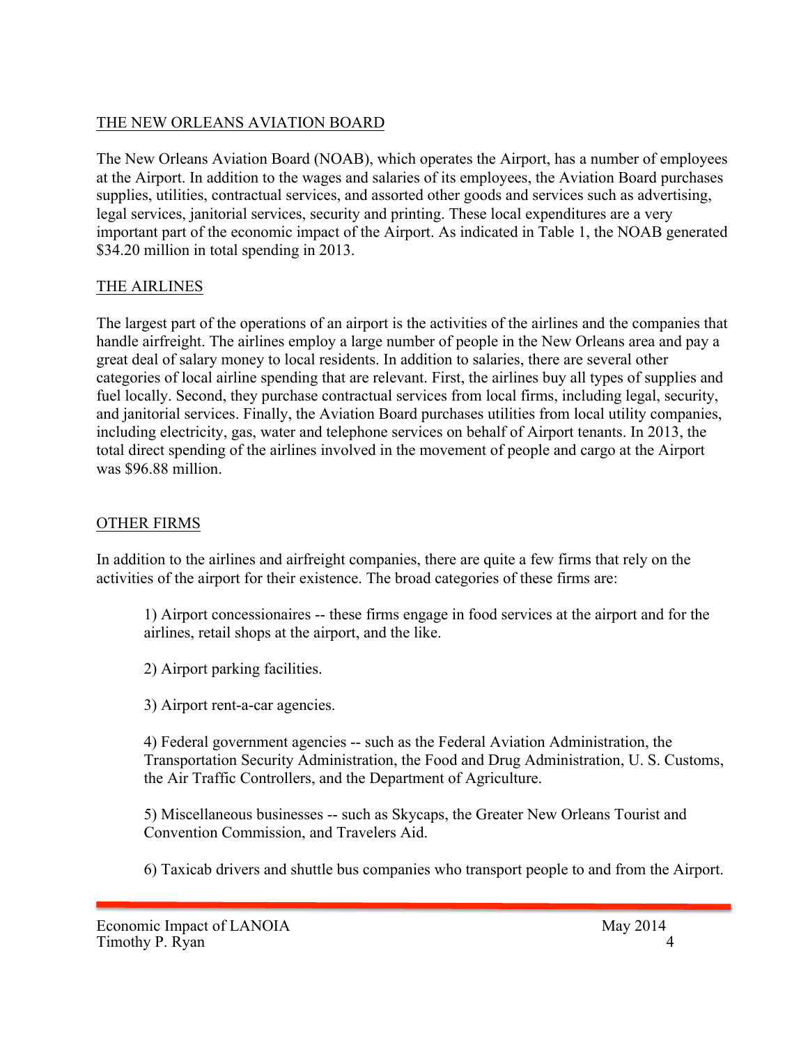## THE NEW ORLEANS AVIATION BOARD

The New Orleans Aviation Board (NOAB), which operates the Airport, has a number of employees at the Airport. In addition to the wages and salaries of its employees, the Aviation Board purchases supplies, utilities, contractual services, and assorted other goods and services such as advertising, legal services, janitorial services, security and printing. These local expenditures are a very important part of the economic impact of the Airport. As indicated in Table 1, the NOAB generated $34.20 million in total spending in 2013.

## THE AIRLINES

The largest part of the operations of an airport is the activities of the airlines and the companies that handle airfreight. The airlines employ a large number of people in the New Orleans area and pay a great deal of salary money to local residents. In addition to salaries, there are several other categories of local airline spending that are relevant. First, the airlines buy all types of supplies and fuel locally. Second, they purchase contractual services from local firms, including legal, security, and janitorial services. Finally, the Aviation Board purchases utilities from local utility companies, including electricity, gas, water and telephone services on behalf of Airport tenants. In 2013, the total direct spending of the airlines involved in the movement of people and cargo at the Airport was $96.88 million.

## OTHER FIRMS

In addition to the airlines and airfreight companies, there are quite a few firms that rely on the activities of the airport for their existence. The broad categories of these firms are:

1) Airport concessionaires -- these firms engage in food services at the airport and for the airlines, retail shops at the airport, and the like.

2) Airport parking facilities.

3) Airport rent-a-car agencies.

4) Federal government agencies -- such as the Federal Aviation Administration, the Transportation Security Administration, the Food and Drug Administration, U. S. Customs, the Air Traffic Controllers, and the Department of Agriculture.

5) Miscellaneous businesses -- such as Skycaps, the Greater New Orleans Tourist and Convention Commission, and Travelers Aid.

6) Taxicab drivers and shuttle bus companies who transport people to and from the Airport.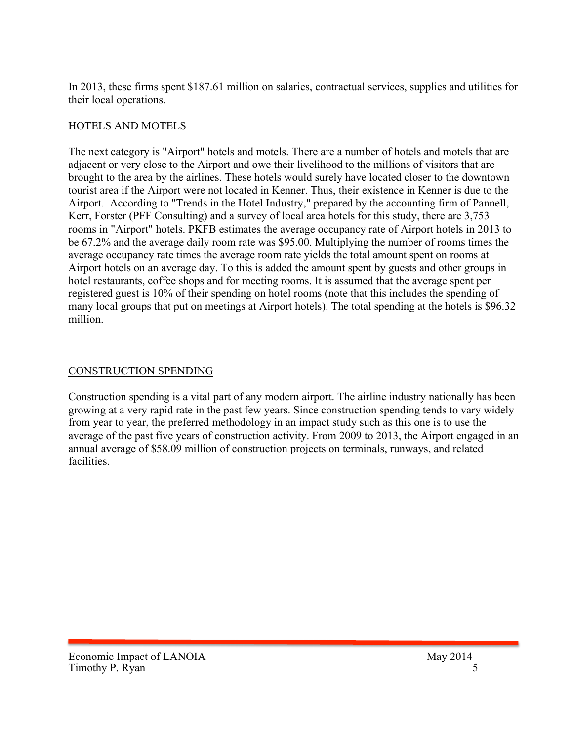In 2013, these firms spent $187.61 million on salaries, contractual services, supplies and utilities for their local operations.

## HOTELS AND MOTELS

The next category is "Airport" hotels and motels. There are a number of hotels and motels that are adjacent or very close to the Airport and owe their livelihood to the millions of visitors that are brought to the area by the airlines. These hotels would surely have located closer to the downtown tourist area if the Airport were not located in Kenner. Thus, their existence in Kenner is due to the Airport. According to "Trends in the Hotel Industry," prepared by the accounting firm of Pannell, Kerr, Forster (PFF Consulting) and a survey of local area hotels for this study, there are 3,753 rooms in "Airport" hotels. PKFB estimates the average occupancy rate of Airport hotels in 2013 to be 67.2% and the average daily room rate was $95.00. Multiplying the number of rooms times the average occupancy rate times the average room rate yields the total amount spent on rooms at Airport hotels on an average day. To this is added the amount spent by guests and other groups in hotel restaurants, coffee shops and for meeting rooms. It is assumed that the average spent per registered guest is 10% of their spending on hotel rooms (note that this includes the spending of many local groups that put on meetings at Airport hotels). The total spending at the hotels is $96.32 million.

## CONSTRUCTION SPENDING

Construction spending is a vital part of any modern airport. The airline industry nationally has been growing at a very rapid rate in the past few years. Since construction spending tends to vary widely from year to year, the preferred methodology in an impact study such as this one is to use the average of the past five years of construction activity. From 2009 to 2013, the Airport engaged in an annual average of $58.09 million of construction projects on terminals, runways, and related facilities.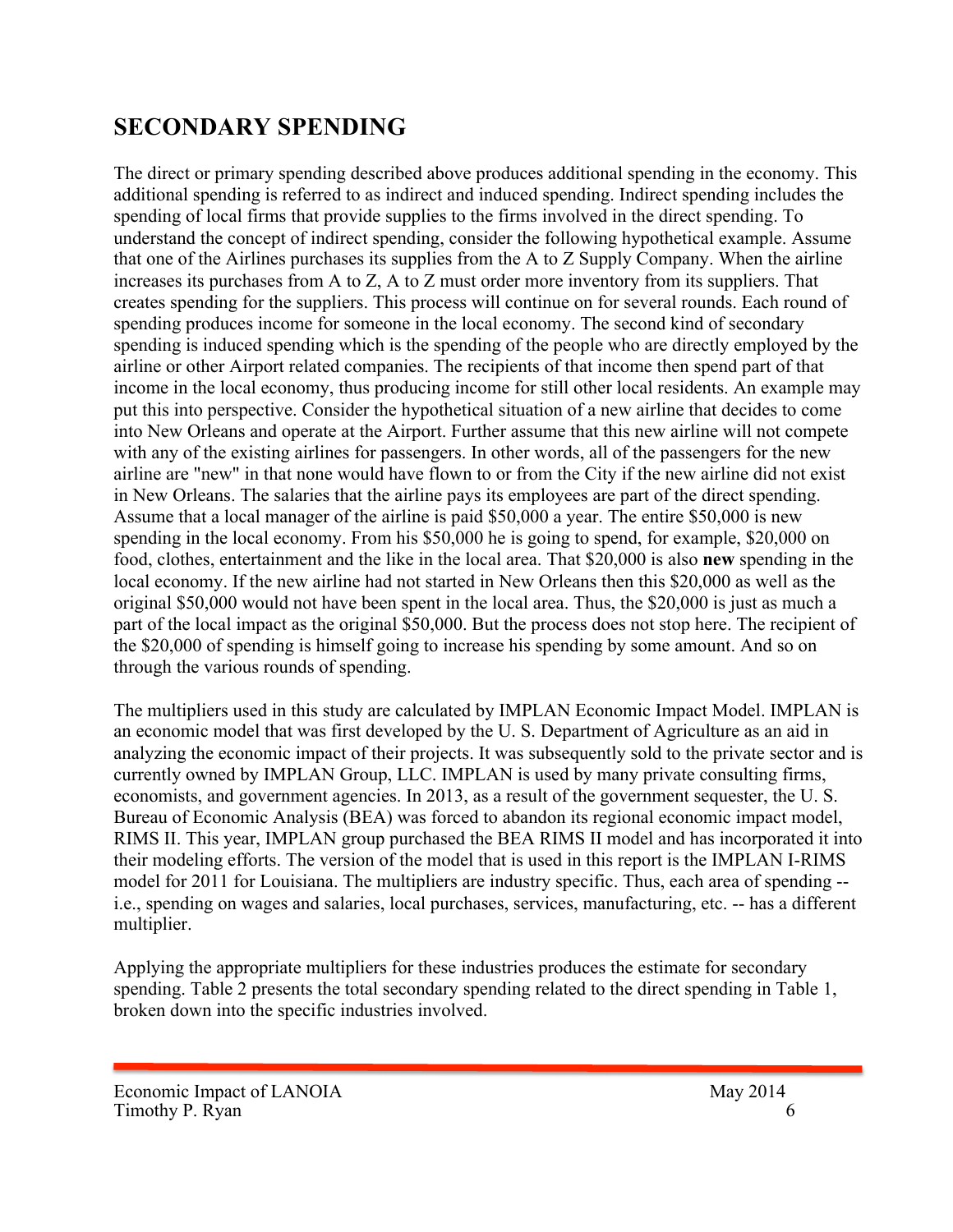## SECONDARY SPENDING

The direct or primary spending described above produces additional spending in the economy. This additional spending is referred to as indirect and induced spending. Indirect spending includes the spending of local firms that provide supplies to the firms involved in the direct spending. To understand the concept of indirect spending, consider the following hypothetical example. Assume that one of the Airlines purchases its supplies from the A to Z Supply Company. When the airline increases its purchases from A to Z, A to Z must order more inventory from its suppliers. That creates spending for the suppliers. This process will continue on for several rounds. Each round of spending produces income for someone in the local economy. The second kind of secondary spending is induced spending which is the spending of the people who are directly employed by the airline or other Airport related companies. The recipients of that income then spend part of that income in the local economy, thus producing income for still other local residents. An example may put this into perspective. Consider the hypothetical situation of a new airline that decides to come into New Orleans and operate at the Airport. Further assume that this new airline will not compete with any of the existing airlines for passengers. In other words, all of the passengers for the new airline are "new" in that none would have flown to or from the City if the new airline did not exist in New Orleans. The salaries that the airline pays its employees are part of the direct spending. Assume that a local manager of the airline is paid $50,000 a year. The entire $50,000 is new spending in the local economy. From his $50,000 he is going to spend, for example, $20,000 on food, clothes, entertainment and the like in the local area. That $20,000 is also **new** spending in the local economy. If the new airline had not started in New Orleans then this $20,000 as well as the original $50,000 would not have been spent in the local area. Thus, the $20,000 is just as much a part of the local impact as the original $50,000. But the process does not stop here. The recipient of the $20,000 of spending is himself going to increase his spending by some amount. And so on through the various rounds of spending.

The multipliers used in this study are calculated by IMPLAN Economic Impact Model. IMPLAN is an economic model that was first developed by the U. S. Department of Agriculture as an aid in analyzing the economic impact of their projects. It was subsequently sold to the private sector and is currently owned by IMPLAN Group, LLC. IMPLAN is used by many private consulting firms, economists, and government agencies. In 2013, as a result of the government sequester, the U. S. Bureau of Economic Analysis (BEA) was forced to abandon its regional economic impact model, RIMS II. This year, IMPLAN group purchased the BEA RIMS II model and has incorporated it into their modeling efforts. The version of the model that is used in this report is the IMPLAN I-RIMS model for 2011 for Louisiana. The multipliers are industry specific. Thus, each area of spending -- i.e., spending on wages and salaries, local purchases, services, manufacturing, etc. -- has a different multiplier.

Applying the appropriate multipliers for these industries produces the estimate for secondary spending. Table 2 presents the total secondary spending related to the direct spending in Table 1, broken down into the specific industries involved.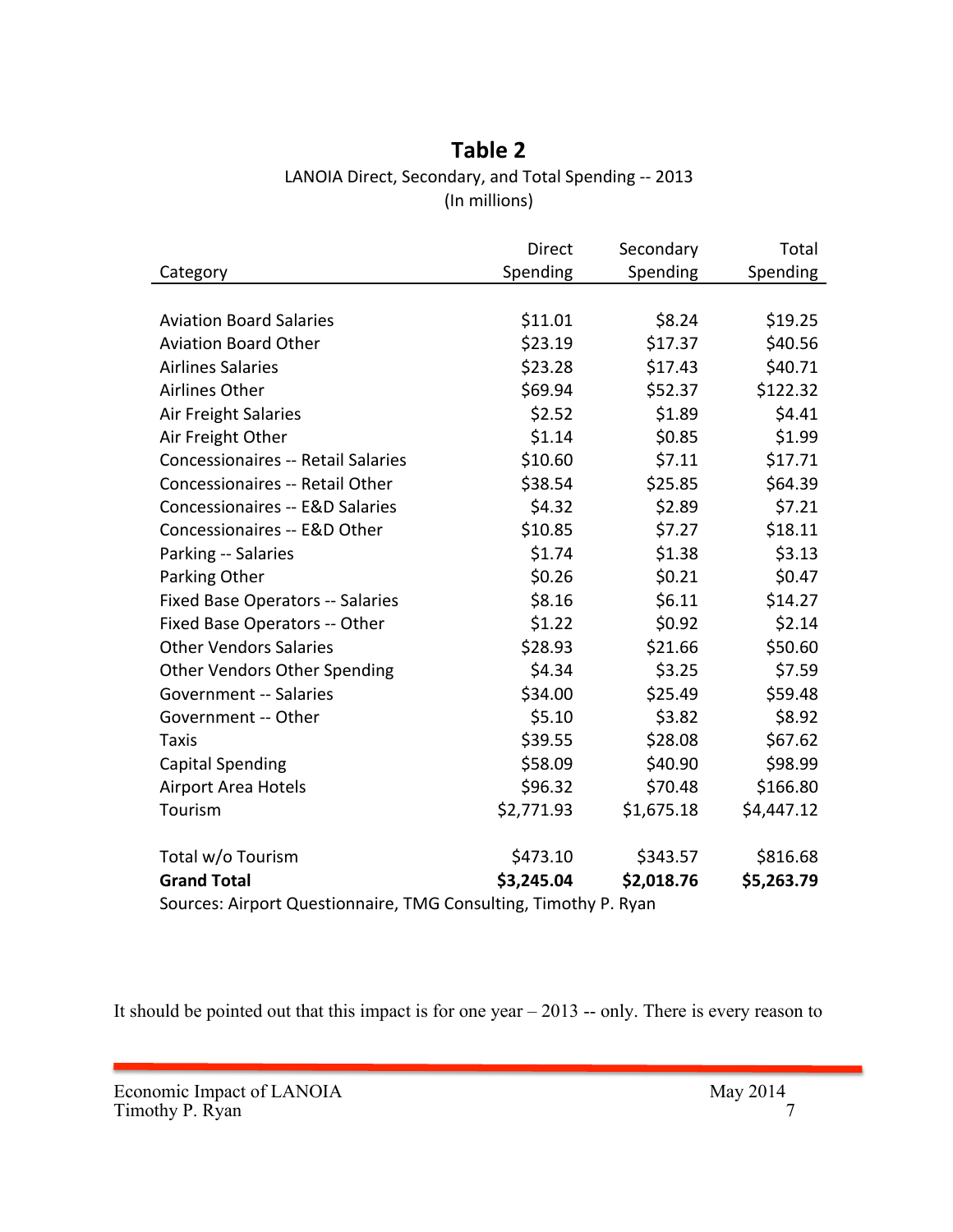**Table 2**

LANOIA Direct, Secondary, and Total Spending -- 2013

(In millions)

| Category | Direct Spending | Secondary Spending | Total Spending |
|---|---|---|---|
| Aviation Board Salaries | $11.01 | $8.24 | $19.25 |
| Aviation Board Other | $23.19 | $17.37 | $40.56 |
| Airlines Salaries | $23.28 | $17.43 | $40.71 |
| Airlines Other | $69.94 | $52.37 | $122.32 |
| Air Freight Salaries | $2.52 | $1.89 | $4.41 |
| Air Freight Other | $1.14 | $0.85 | $1.99 |
| Concessionaires -- Retail Salaries | $10.60 | $7.11 | $17.71 |
| Concessionaires -- Retail Other | $38.54 | $25.85 | $64.39 |
| Concessionaires -- E&D Salaries | $4.32 | $2.89 | $7.21 |
| Concessionaires -- E&D Other | $10.85 | $7.27 | $18.11 |
| Parking -- Salaries | $1.74 | $1.38 | $3.13 |
| Parking Other | $0.26 | $0.21 | $0.47 |
| Fixed Base Operators -- Salaries | $8.16 | $6.11 | $14.27 |
| Fixed Base Operators -- Other | $1.22 | $0.92 | $2.14 |
| Other Vendors Salaries | $28.93 | $21.66 | $50.60 |
| Other Vendors Other Spending | $4.34 | $3.25 | $7.59 |
| Government -- Salaries | $34.00 | $25.49 | $59.48 |
| Government -- Other | $5.10 | $3.82 | $8.92 |
| Taxis | $39.55 | $28.08 | $67.62 |
| Capital Spending | $58.09 | $40.90 | $98.99 |
| Airport Area Hotels | $96.32 | $70.48 | $166.80 |
| Tourism | $2,771.93 | $1,675.18 | $4,447.12 |
| Total w/o Tourism | $473.10 | $343.57 | $816.68 |
| **Grand Total** | **$3,245.04** | **$2,018.76** | **$5,263.79** |

Sources: Airport Questionnaire, TMG Consulting, Timothy P. Ryan

It should be pointed out that this impact is for one year – 2013 -- only. There is every reason to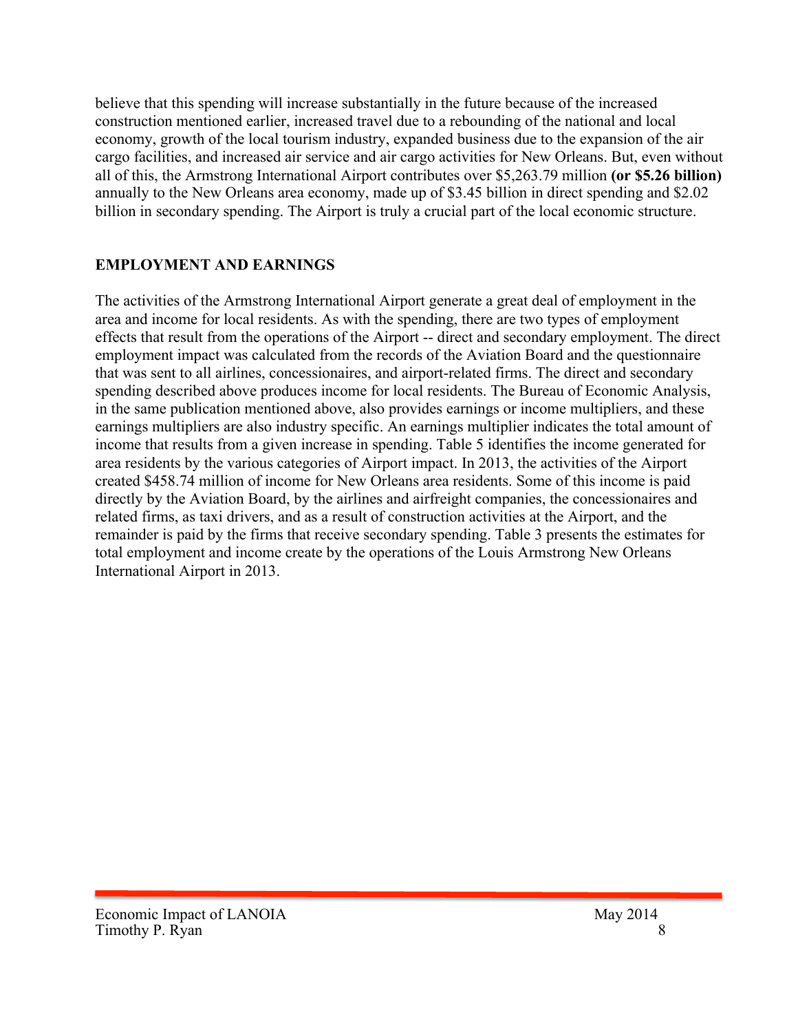believe that this spending will increase substantially in the future because of the increased construction mentioned earlier, increased travel due to a rebounding of the national and local economy, growth of the local tourism industry, expanded business due to the expansion of the air cargo facilities, and increased air service and air cargo activities for New Orleans. But, even without all of this, the Armstrong International Airport contributes over $5,263.79 million **(or $5.26 billion)** annually to the New Orleans area economy, made up of $3.45 billion in direct spending and $2.02 billion in secondary spending. The Airport is truly a crucial part of the local economic structure.

## EMPLOYMENT AND EARNINGS

The activities of the Armstrong International Airport generate a great deal of employment in the area and income for local residents. As with the spending, there are two types of employment effects that result from the operations of the Airport -- direct and secondary employment. The direct employment impact was calculated from the records of the Aviation Board and the questionnaire that was sent to all airlines, concessionaires, and airport-related firms. The direct and secondary spending described above produces income for local residents. The Bureau of Economic Analysis, in the same publication mentioned above, also provides earnings or income multipliers, and these earnings multipliers are also industry specific. An earnings multiplier indicates the total amount of income that results from a given increase in spending. Table 5 identifies the income generated for area residents by the various categories of Airport impact. In 2013, the activities of the Airport created $458.74 million of income for New Orleans area residents. Some of this income is paid directly by the Aviation Board, by the airlines and airfreight companies, the concessionaires and related firms, as taxi drivers, and as a result of construction activities at the Airport, and the remainder is paid by the firms that receive secondary spending. Table 3 presents the estimates for total employment and income create by the operations of the Louis Armstrong New Orleans International Airport in 2013.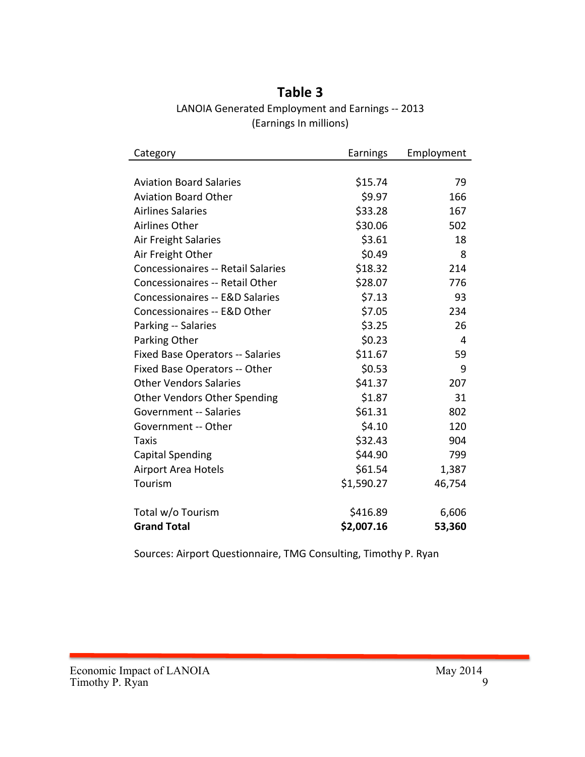## Table 3

LANOIA Generated Employment and Earnings -- 2013
(Earnings In millions)

| Category | Earnings | Employment |
|---|---|---|
| Aviation Board Salaries | $15.74 | 79 |
| Aviation Board Other | $9.97 | 166 |
| Airlines Salaries | $33.28 | 167 |
| Airlines Other | $30.06 | 502 |
| Air Freight Salaries | $3.61 | 18 |
| Air Freight Other | $0.49 | 8 |
| Concessionaires -- Retail Salaries | $18.32 | 214 |
| Concessionaires -- Retail Other | $28.07 | 776 |
| Concessionaires -- E&D Salaries | $7.13 | 93 |
| Concessionaires -- E&D Other | $7.05 | 234 |
| Parking -- Salaries | $3.25 | 26 |
| Parking Other | $0.23 | 4 |
| Fixed Base Operators -- Salaries | $11.67 | 59 |
| Fixed Base Operators -- Other | $0.53 | 9 |
| Other Vendors Salaries | $41.37 | 207 |
| Other Vendors Other Spending | $1.87 | 31 |
| Government -- Salaries | $61.31 | 802 |
| Government -- Other | $4.10 | 120 |
| Taxis | $32.43 | 904 |
| Capital Spending | $44.90 | 799 |
| Airport Area Hotels | $61.54 | 1,387 |
| Tourism | $1,590.27 | 46,754 |
| Total w/o Tourism | $416.89 | 6,606 |
| **Grand Total** | **$2,007.16** | **53,360** |

Sources: Airport Questionnaire, TMG Consulting, Timothy P. Ryan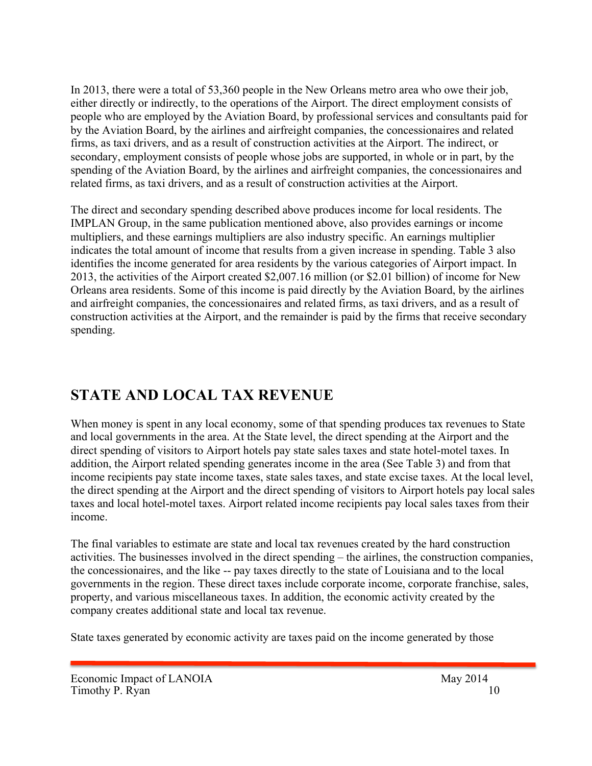In 2013, there were a total of 53,360 people in the New Orleans metro area who owe their job, either directly or indirectly, to the operations of the Airport. The direct employment consists of people who are employed by the Aviation Board, by professional services and consultants paid for by the Aviation Board, by the airlines and airfreight companies, the concessionaires and related firms, as taxi drivers, and as a result of construction activities at the Airport. The indirect, or secondary, employment consists of people whose jobs are supported, in whole or in part, by the spending of the Aviation Board, by the airlines and airfreight companies, the concessionaires and related firms, as taxi drivers, and as a result of construction activities at the Airport.

The direct and secondary spending described above produces income for local residents. The IMPLAN Group, in the same publication mentioned above, also provides earnings or income multipliers, and these earnings multipliers are also industry specific. An earnings multiplier indicates the total amount of income that results from a given increase in spending. Table 3 also identifies the income generated for area residents by the various categories of Airport impact. In 2013, the activities of the Airport created $2,007.16 million (or $2.01 billion) of income for New Orleans area residents. Some of this income is paid directly by the Aviation Board, by the airlines and airfreight companies, the concessionaires and related firms, as taxi drivers, and as a result of construction activities at the Airport, and the remainder is paid by the firms that receive secondary spending.

## STATE AND LOCAL TAX REVENUE

When money is spent in any local economy, some of that spending produces tax revenues to State and local governments in the area. At the State level, the direct spending at the Airport and the direct spending of visitors to Airport hotels pay state sales taxes and state hotel-motel taxes. In addition, the Airport related spending generates income in the area (See Table 3) and from that income recipients pay state income taxes, state sales taxes, and state excise taxes. At the local level, the direct spending at the Airport and the direct spending of visitors to Airport hotels pay local sales taxes and local hotel-motel taxes. Airport related income recipients pay local sales taxes from their income.

The final variables to estimate are state and local tax revenues created by the hard construction activities. The businesses involved in the direct spending – the airlines, the construction companies, the concessionaires, and the like -- pay taxes directly to the state of Louisiana and to the local governments in the region. These direct taxes include corporate income, corporate franchise, sales, property, and various miscellaneous taxes. In addition, the economic activity created by the company creates additional state and local tax revenue.

State taxes generated by economic activity are taxes paid on the income generated by those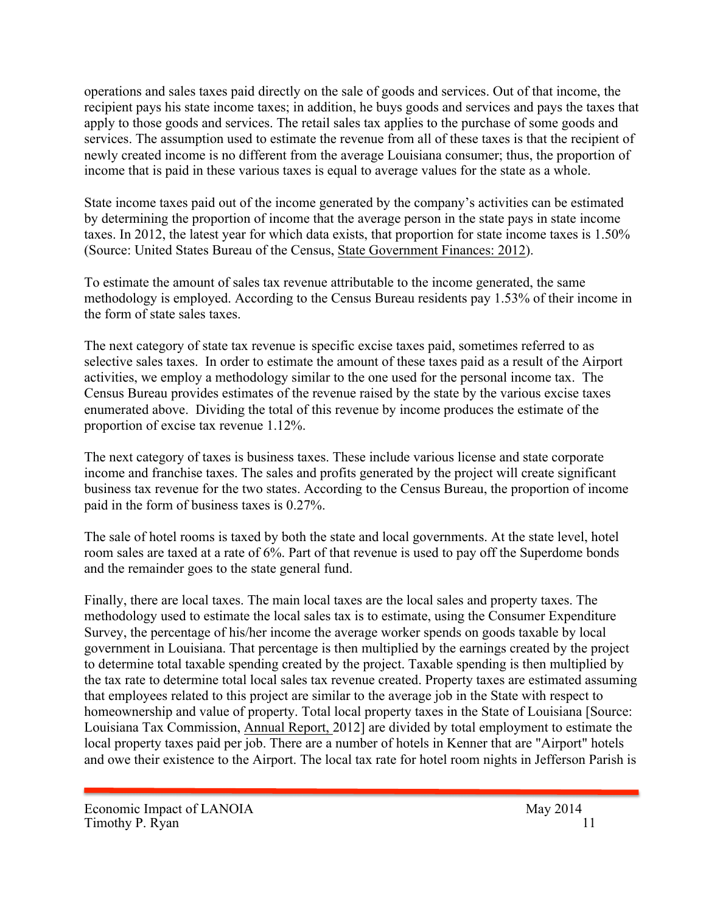operations and sales taxes paid directly on the sale of goods and services. Out of that income, the recipient pays his state income taxes; in addition, he buys goods and services and pays the taxes that apply to those goods and services. The retail sales tax applies to the purchase of some goods and services. The assumption used to estimate the revenue from all of these taxes is that the recipient of newly created income is no different from the average Louisiana consumer; thus, the proportion of income that is paid in these various taxes is equal to average values for the state as a whole.

State income taxes paid out of the income generated by the company's activities can be estimated by determining the proportion of income that the average person in the state pays in state income taxes. In 2012, the latest year for which data exists, that proportion for state income taxes is 1.50% (Source: United States Bureau of the Census, State Government Finances: 2012).

To estimate the amount of sales tax revenue attributable to the income generated, the same methodology is employed. According to the Census Bureau residents pay 1.53% of their income in the form of state sales taxes.

The next category of state tax revenue is specific excise taxes paid, sometimes referred to as selective sales taxes. In order to estimate the amount of these taxes paid as a result of the Airport activities, we employ a methodology similar to the one used for the personal income tax. The Census Bureau provides estimates of the revenue raised by the state by the various excise taxes enumerated above. Dividing the total of this revenue by income produces the estimate of the proportion of excise tax revenue 1.12%.

The next category of taxes is business taxes. These include various license and state corporate income and franchise taxes. The sales and profits generated by the project will create significant business tax revenue for the two states. According to the Census Bureau, the proportion of income paid in the form of business taxes is 0.27%.

The sale of hotel rooms is taxed by both the state and local governments. At the state level, hotel room sales are taxed at a rate of 6%. Part of that revenue is used to pay off the Superdome bonds and the remainder goes to the state general fund.

Finally, there are local taxes. The main local taxes are the local sales and property taxes. The methodology used to estimate the local sales tax is to estimate, using the Consumer Expenditure Survey, the percentage of his/her income the average worker spends on goods taxable by local government in Louisiana. That percentage is then multiplied by the earnings created by the project to determine total taxable spending created by the project. Taxable spending is then multiplied by the tax rate to determine total local sales tax revenue created. Property taxes are estimated assuming that employees related to this project are similar to the average job in the State with respect to homeownership and value of property. Total local property taxes in the State of Louisiana [Source: Louisiana Tax Commission, Annual Report, 2012] are divided by total employment to estimate the local property taxes paid per job. There are a number of hotels in Kenner that are "Airport" hotels and owe their existence to the Airport. The local tax rate for hotel room nights in Jefferson Parish is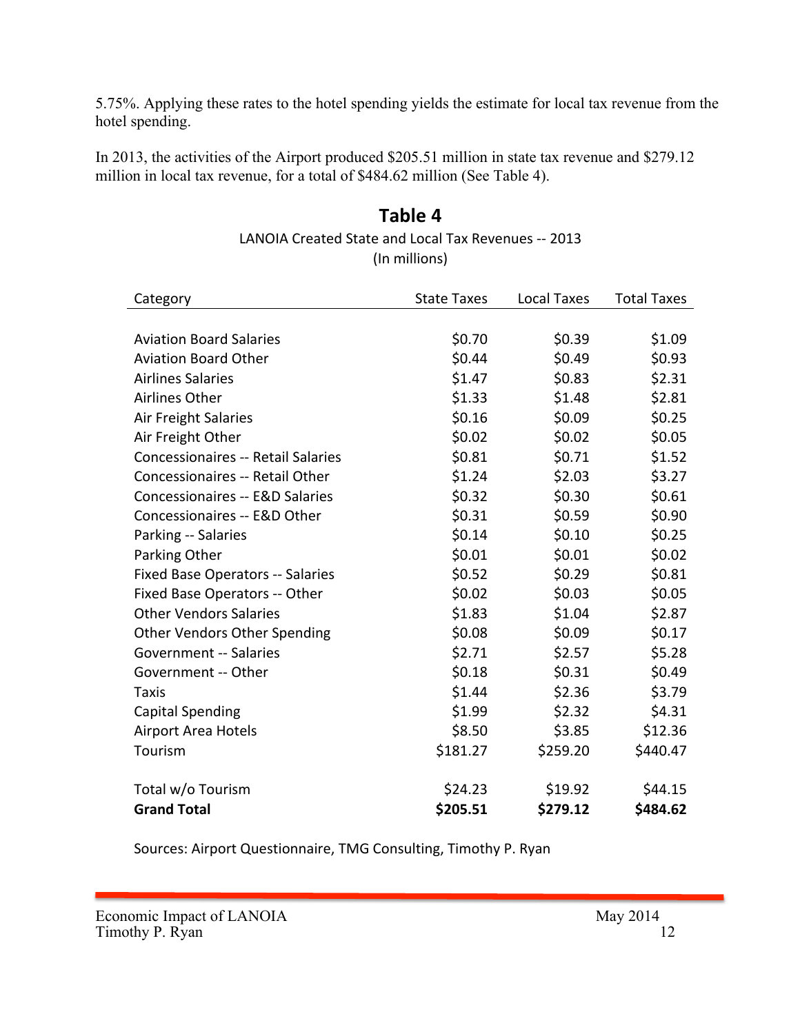5.75%. Applying these rates to the hotel spending yields the estimate for local tax revenue from the hotel spending.

In 2013, the activities of the Airport produced $205.51 million in state tax revenue and $279.12 million in local tax revenue, for a total of $484.62 million (See Table 4).

## Table 4

LANOIA Created State and Local Tax Revenues -- 2013
(In millions)

| Category | State Taxes | Local Taxes | Total Taxes |
|---|---|---|---|
| Aviation Board Salaries | $0.70 | $0.39 | $1.09 |
| Aviation Board Other | $0.44 | $0.49 | $0.93 |
| Airlines Salaries | $1.47 | $0.83 | $2.31 |
| Airlines Other | $1.33 | $1.48 | $2.81 |
| Air Freight Salaries | $0.16 | $0.09 | $0.25 |
| Air Freight Other | $0.02 | $0.02 | $0.05 |
| Concessionaires -- Retail Salaries | $0.81 | $0.71 | $1.52 |
| Concessionaires -- Retail Other | $1.24 | $2.03 | $3.27 |
| Concessionaires -- E&D Salaries | $0.32 | $0.30 | $0.61 |
| Concessionaires -- E&D Other | $0.31 | $0.59 | $0.90 |
| Parking -- Salaries | $0.14 | $0.10 | $0.25 |
| Parking Other | $0.01 | $0.01 | $0.02 |
| Fixed Base Operators -- Salaries | $0.52 | $0.29 | $0.81 |
| Fixed Base Operators -- Other | $0.02 | $0.03 | $0.05 |
| Other Vendors Salaries | $1.83 | $1.04 | $2.87 |
| Other Vendors Other Spending | $0.08 | $0.09 | $0.17 |
| Government -- Salaries | $2.71 | $2.57 | $5.28 |
| Government -- Other | $0.18 | $0.31 | $0.49 |
| Taxis | $1.44 | $2.36 | $3.79 |
| Capital Spending | $1.99 | $2.32 | $4.31 |
| Airport Area Hotels | $8.50 | $3.85 | $12.36 |
| Tourism | $181.27 | $259.20 | $440.47 |
| Total w/o Tourism | $24.23 | $19.92 | $44.15 |
| **Grand Total** | **$205.51** | **$279.12** | **$484.62** |

Sources: Airport Questionnaire, TMG Consulting, Timothy P. Ryan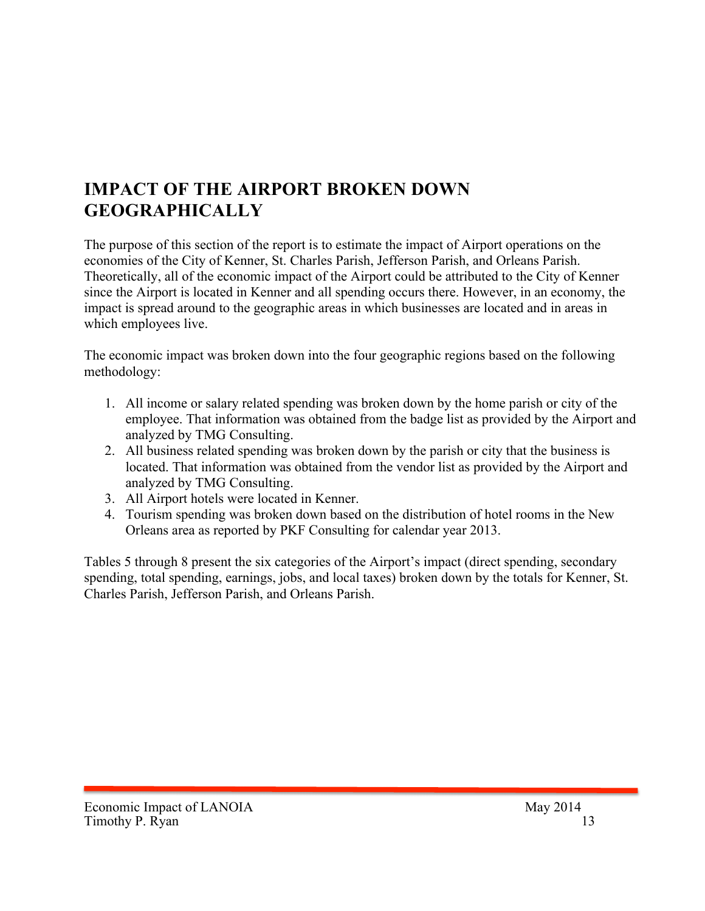## IMPACT OF THE AIRPORT BROKEN DOWN GEOGRAPHICALLY

The purpose of this section of the report is to estimate the impact of Airport operations on the economies of the City of Kenner, St. Charles Parish, Jefferson Parish, and Orleans Parish. Theoretically, all of the economic impact of the Airport could be attributed to the City of Kenner since the Airport is located in Kenner and all spending occurs there. However, in an economy, the impact is spread around to the geographic areas in which businesses are located and in areas in which employees live.

The economic impact was broken down into the four geographic regions based on the following methodology:

1. All income or salary related spending was broken down by the home parish or city of the employee. That information was obtained from the badge list as provided by the Airport and analyzed by TMG Consulting.
2. All business related spending was broken down by the parish or city that the business is located. That information was obtained from the vendor list as provided by the Airport and analyzed by TMG Consulting.
3. All Airport hotels were located in Kenner.
4. Tourism spending was broken down based on the distribution of hotel rooms in the New Orleans area as reported by PKF Consulting for calendar year 2013.

Tables 5 through 8 present the six categories of the Airport's impact (direct spending, secondary spending, total spending, earnings, jobs, and local taxes) broken down by the totals for Kenner, St. Charles Parish, Jefferson Parish, and Orleans Parish.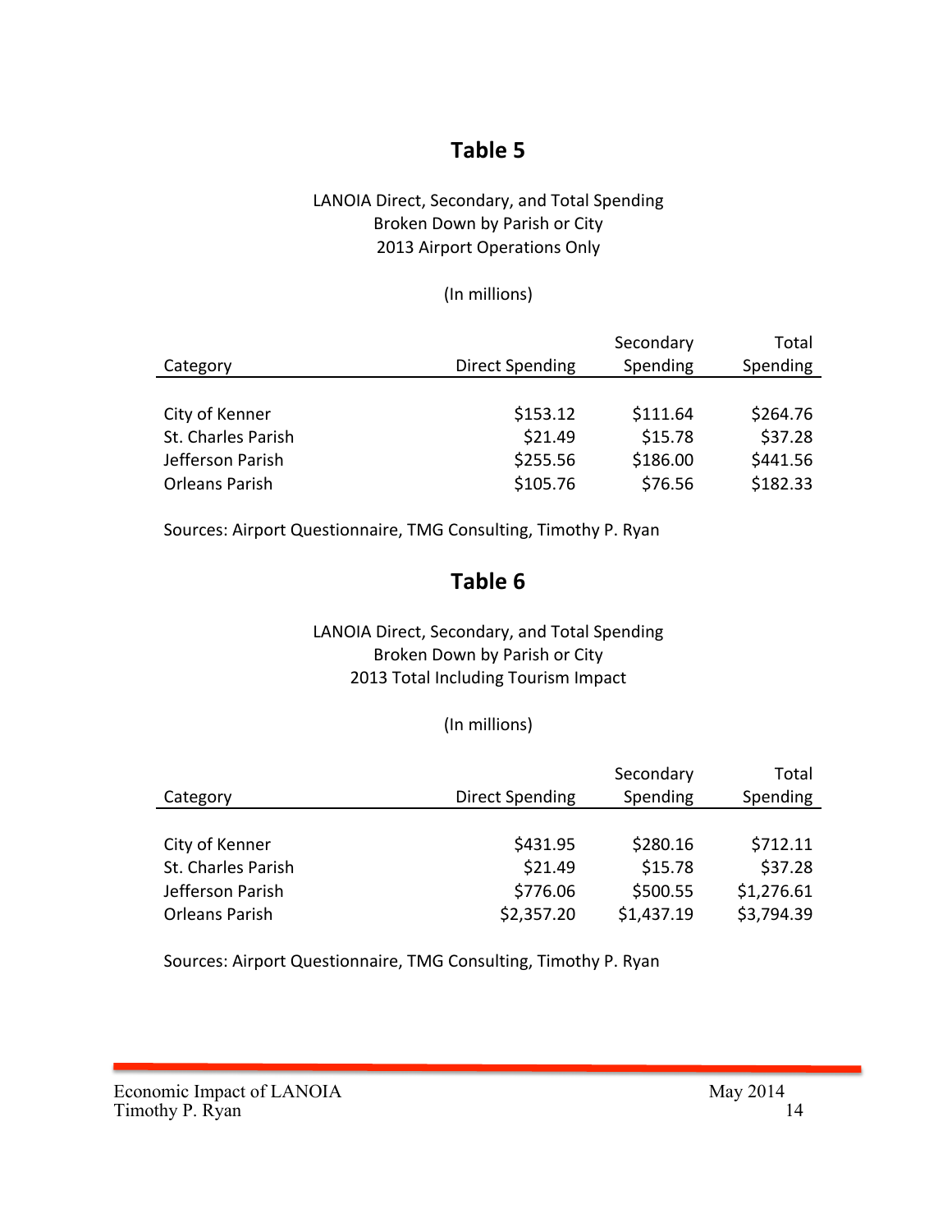## Table 5

LANOIA Direct, Secondary, and Total Spending
Broken Down by Parish or City
2013 Airport Operations Only

(In millions)

| Category | Direct Spending | Secondary Spending | Total Spending |
|---|---:|---:|---:|
| City of Kenner | $153.12 | $111.64 | $264.76 |
| St. Charles Parish | $21.49 | $15.78 | $37.28 |
| Jefferson Parish | $255.56 | $186.00 | $441.56 |
| Orleans Parish | $105.76 | $76.56 | $182.33 |

Sources: Airport Questionnaire, TMG Consulting, Timothy P. Ryan

## Table 6

LANOIA Direct, Secondary, and Total Spending
Broken Down by Parish or City
2013 Total Including Tourism Impact

(In millions)

| Category | Direct Spending | Secondary Spending | Total Spending |
|---|---:|---:|---:|
| City of Kenner | $431.95 | $280.16 | $712.11 |
| St. Charles Parish | $21.49 | $15.78 | $37.28 |
| Jefferson Parish | $776.06 | $500.55 | $1,276.61 |
| Orleans Parish | $2,357.20 | $1,437.19 | $3,794.39 |

Sources: Airport Questionnaire, TMG Consulting, Timothy P. Ryan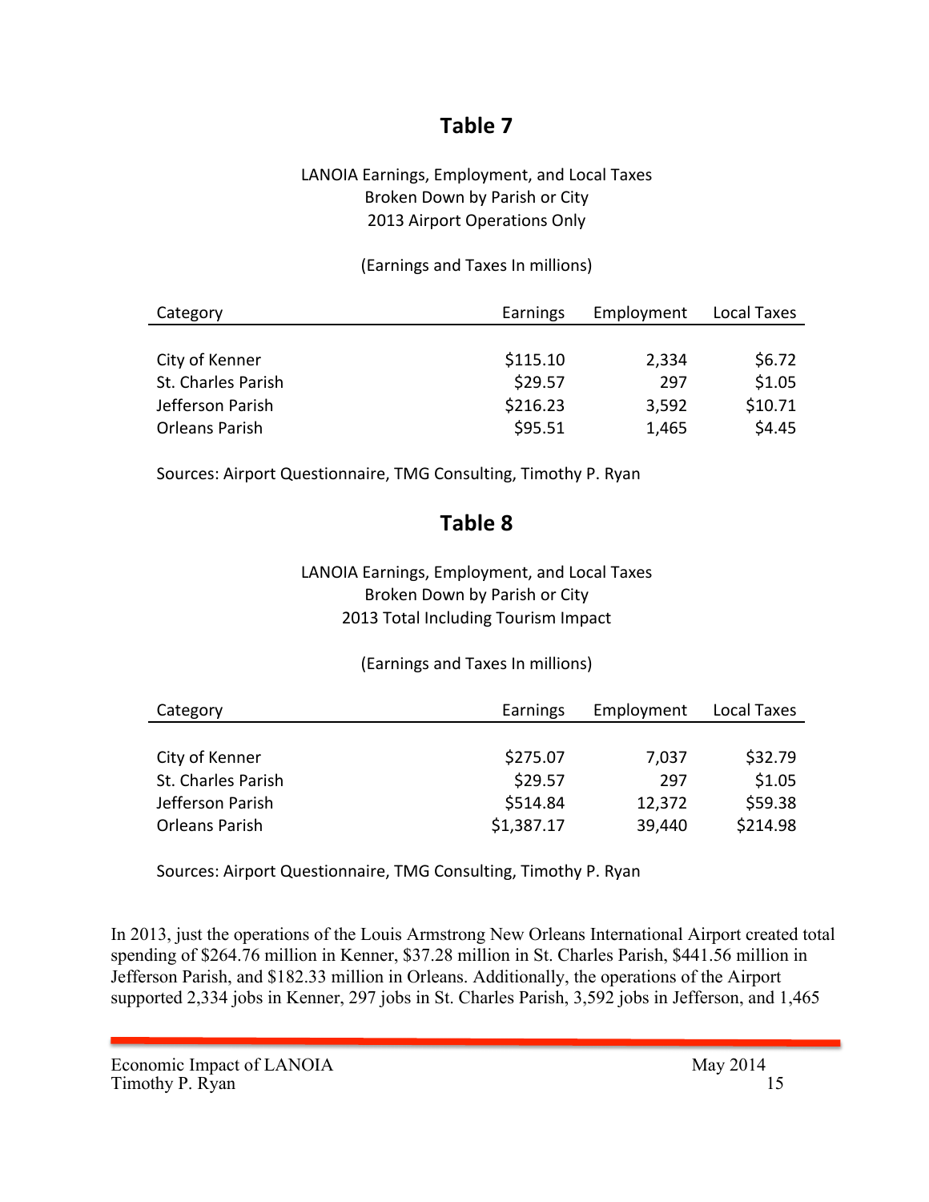## Table 7

LANOIA Earnings, Employment, and Local Taxes
Broken Down by Parish or City
2013 Airport Operations Only

(Earnings and Taxes In millions)

| Category | Earnings | Employment | Local Taxes |
|---|---|---|---|
| City of Kenner | $115.10 | 2,334 | $6.72 |
| St. Charles Parish | $29.57 | 297 | $1.05 |
| Jefferson Parish | $216.23 | 3,592 | $10.71 |
| Orleans Parish | $95.51 | 1,465 | $4.45 |

Sources: Airport Questionnaire, TMG Consulting, Timothy P. Ryan

## Table 8

LANOIA Earnings, Employment, and Local Taxes
Broken Down by Parish or City
2013 Total Including Tourism Impact

(Earnings and Taxes In millions)

| Category | Earnings | Employment | Local Taxes |
|---|---|---|---|
| City of Kenner | $275.07 | 7,037 | $32.79 |
| St. Charles Parish | $29.57 | 297 | $1.05 |
| Jefferson Parish | $514.84 | 12,372 | $59.38 |
| Orleans Parish | $1,387.17 | 39,440 | $214.98 |

Sources: Airport Questionnaire, TMG Consulting, Timothy P. Ryan

In 2013, just the operations of the Louis Armstrong New Orleans International Airport created total spending of $264.76 million in Kenner, $37.28 million in St. Charles Parish, $441.56 million in Jefferson Parish, and $182.33 million in Orleans. Additionally, the operations of the Airport supported 2,334 jobs in Kenner, 297 jobs in St. Charles Parish, 3,592 jobs in Jefferson, and 1,465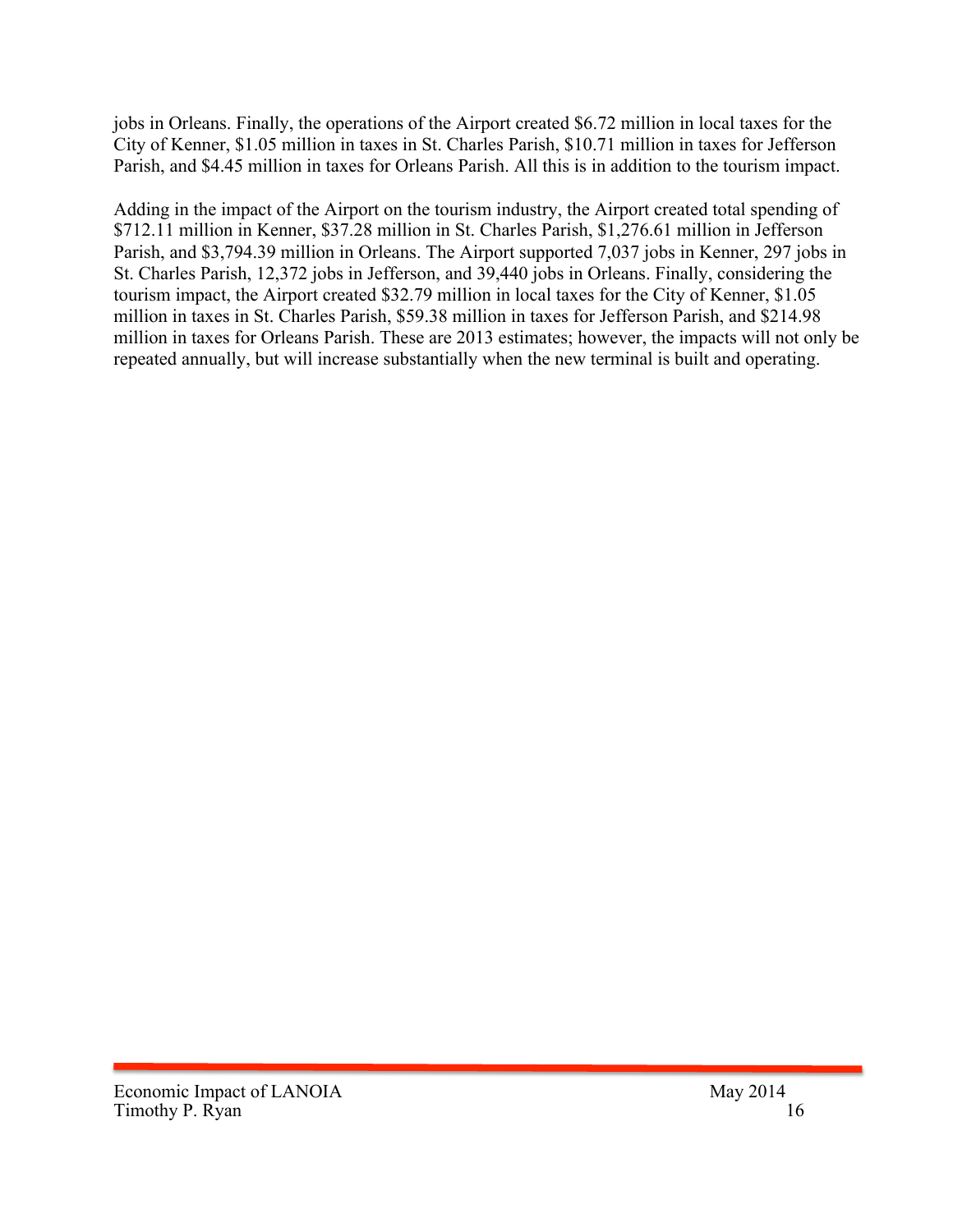jobs in Orleans. Finally, the operations of the Airport created $6.72 million in local taxes for the City of Kenner, $1.05 million in taxes in St. Charles Parish, $10.71 million in taxes for Jefferson Parish, and $4.45 million in taxes for Orleans Parish. All this is in addition to the tourism impact.

Adding in the impact of the Airport on the tourism industry, the Airport created total spending of $712.11 million in Kenner, $37.28 million in St. Charles Parish, $1,276.61 million in Jefferson Parish, and $3,794.39 million in Orleans. The Airport supported 7,037 jobs in Kenner, 297 jobs in St. Charles Parish, 12,372 jobs in Jefferson, and 39,440 jobs in Orleans. Finally, considering the tourism impact, the Airport created $32.79 million in local taxes for the City of Kenner, $1.05 million in taxes in St. Charles Parish, $59.38 million in taxes for Jefferson Parish, and $214.98 million in taxes for Orleans Parish. These are 2013 estimates; however, the impacts will not only be repeated annually, but will increase substantially when the new terminal is built and operating.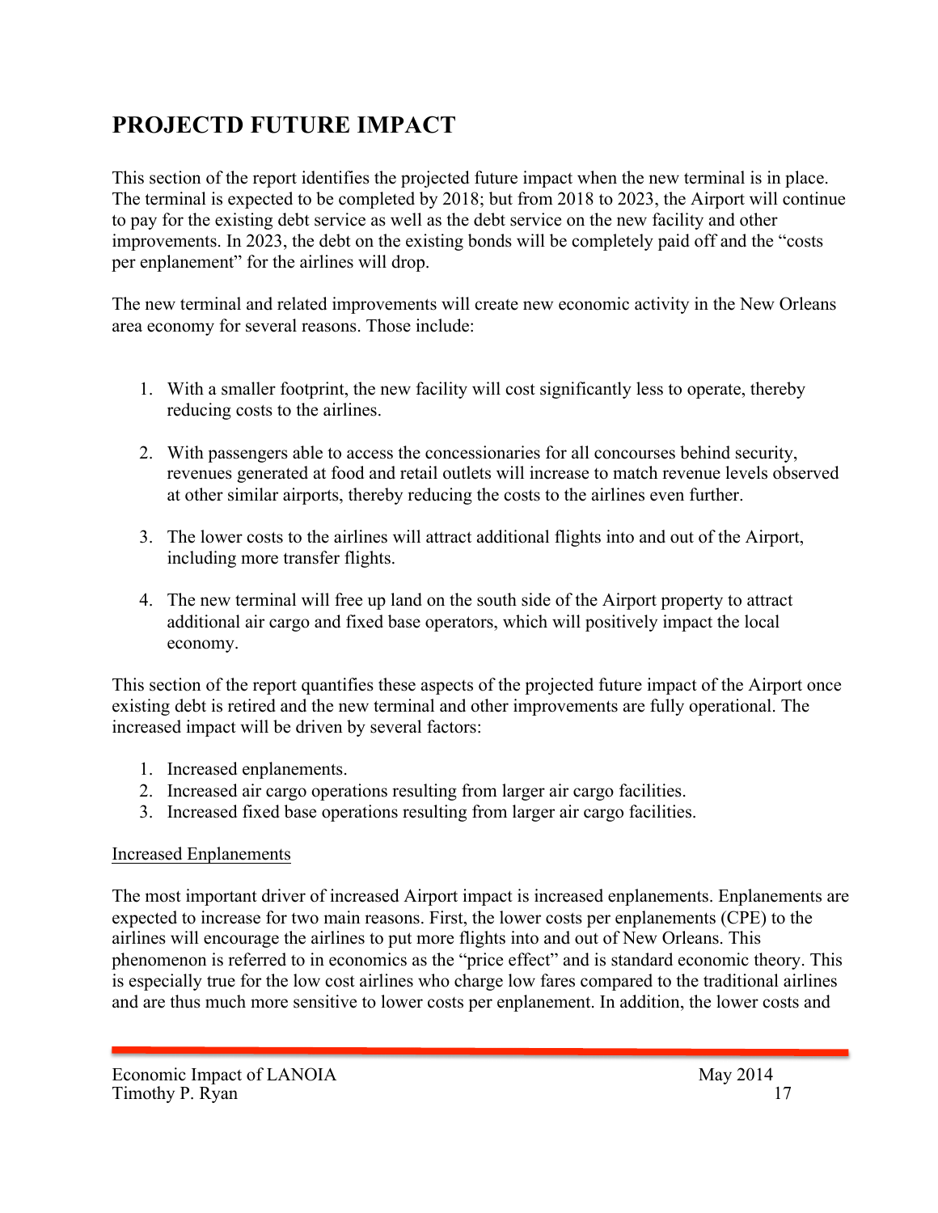# PROJECTD FUTURE IMPACT

This section of the report identifies the projected future impact when the new terminal is in place. The terminal is expected to be completed by 2018; but from 2018 to 2023, the Airport will continue to pay for the existing debt service as well as the debt service on the new facility and other improvements. In 2023, the debt on the existing bonds will be completely paid off and the "costs per enplanement" for the airlines will drop.

The new terminal and related improvements will create new economic activity in the New Orleans area economy for several reasons. Those include:

1. With a smaller footprint, the new facility will cost significantly less to operate, thereby reducing costs to the airlines.

2. With passengers able to access the concessionaries for all concourses behind security, revenues generated at food and retail outlets will increase to match revenue levels observed at other similar airports, thereby reducing the costs to the airlines even further.

3. The lower costs to the airlines will attract additional flights into and out of the Airport, including more transfer flights.

4. The new terminal will free up land on the south side of the Airport property to attract additional air cargo and fixed base operators, which will positively impact the local economy.

This section of the report quantifies these aspects of the projected future impact of the Airport once existing debt is retired and the new terminal and other improvements are fully operational. The increased impact will be driven by several factors:

1. Increased enplanements.
2. Increased air cargo operations resulting from larger air cargo facilities.
3. Increased fixed base operations resulting from larger air cargo facilities.

<u>Increased Enplanements</u>

The most important driver of increased Airport impact is increased enplanements. Enplanements are expected to increase for two main reasons. First, the lower costs per enplanements (CPE) to the airlines will encourage the airlines to put more flights into and out of New Orleans. This phenomenon is referred to in economics as the "price effect" and is standard economic theory. This is especially true for the low cost airlines who charge low fares compared to the traditional airlines and are thus much more sensitive to lower costs per enplanement. In addition, the lower costs and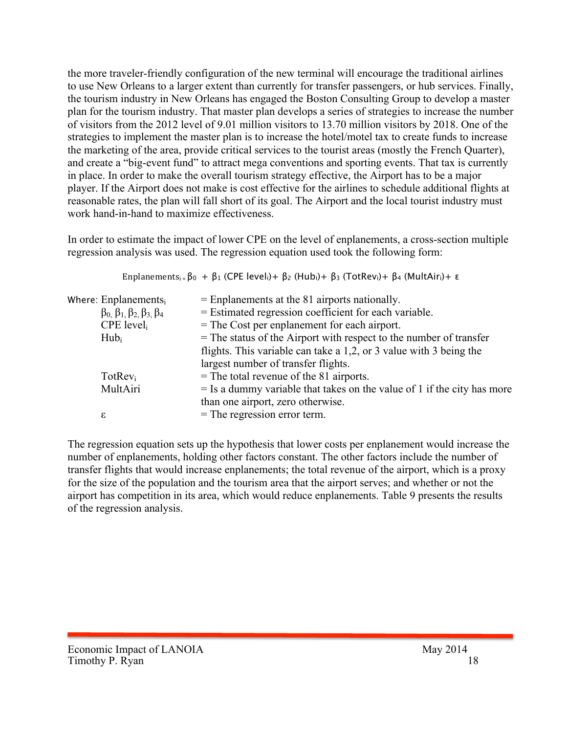the more traveler-friendly configuration of the new terminal will encourage the traditional airlines to use New Orleans to a larger extent than currently for transfer passengers, or hub services. Finally, the tourism industry in New Orleans has engaged the Boston Consulting Group to develop a master plan for the tourism industry. That master plan develops a series of strategies to increase the number of visitors from the 2012 level of 9.01 million visitors to 13.70 million visitors by 2018. One of the strategies to implement the master plan is to increase the hotel/motel tax to create funds to increase the marketing of the area, provide critical services to the tourist areas (mostly the French Quarter), and create a "big-event fund" to attract mega conventions and sporting events. That tax is currently in place. In order to make the overall tourism strategy effective, the Airport has to be a major player. If the Airport does not make is cost effective for the airlines to schedule additional flights at reasonable rates, the plan will fall short of its goal. The Airport and the local tourist industry must work hand-in-hand to maximize effectiveness.

In order to estimate the impact of lower CPE on the level of enplanements, a cross-section multiple regression analysis was used. The regression equation used took the following form:

$$\text{Enplanements}_i = \beta_0 + \beta_1 (\text{CPE level}_i) + \beta_2 (\text{Hub}_i) + \beta_3 (\text{TotRev}_i) + \beta_4 (\text{MultAir}_i) + \varepsilon$$

Where:

| | |
|---|---|
| $\text{Enplanements}_i$ | = Enplanements at the 81 airports nationally. |
| $\beta_0, \beta_1, \beta_2, \beta_3, \beta_4$ | = Estimated regression coefficient for each variable. |
| $\text{CPE level}_i$ | = The Cost per enplanement for each airport. |
| $\text{Hub}_i$ | = The status of the Airport with respect to the number of transfer flights. This variable can take a 1,2, or 3 value with 3 being the largest number of transfer flights. |
| $\text{TotRev}_i$ | = The total revenue of the 81 airports. |
| MultAiri | = Is a dummy variable that takes on the value of 1 if the city has more than one airport, zero otherwise. |
| $\varepsilon$ | = The regression error term. |

The regression equation sets up the hypothesis that lower costs per enplanement would increase the number of enplanements, holding other factors constant. The other factors include the number of transfer flights that would increase enplanements; the total revenue of the airport, which is a proxy for the size of the population and the tourism area that the airport serves; and whether or not the airport has competition in its area, which would reduce enplanements. Table 9 presents the results of the regression analysis.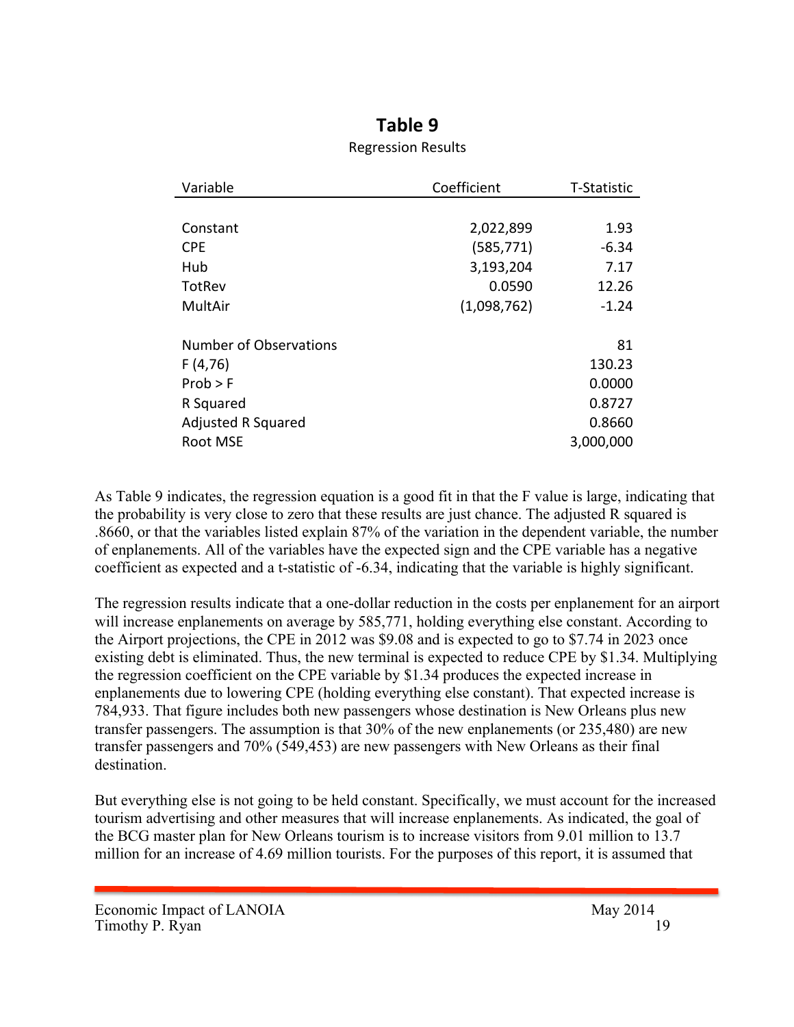## Table 9

Regression Results

| Variable | Coefficient | T-Statistic |
|---|---|---|
| Constant | 2,022,899 | 1.93 |
| CPE | (585,771) | -6.34 |
| Hub | 3,193,204 | 7.17 |
| TotRev | 0.0590 | 12.26 |
| MultAir | (1,098,762) | -1.24 |
| | | |
| Number of Observations | | 81 |
| F (4,76) | | 130.23 |
| Prob > F | | 0.0000 |
| R Squared | | 0.8727 |
| Adjusted R Squared | | 0.8660 |
| Root MSE | | 3,000,000 |

As Table 9 indicates, the regression equation is a good fit in that the F value is large, indicating that the probability is very close to zero that these results are just chance. The adjusted R squared is .8660, or that the variables listed explain 87% of the variation in the dependent variable, the number of enplanements. All of the variables have the expected sign and the CPE variable has a negative coefficient as expected and a t-statistic of -6.34, indicating that the variable is highly significant.

The regression results indicate that a one-dollar reduction in the costs per enplanement for an airport will increase enplanements on average by 585,771, holding everything else constant. According to the Airport projections, the CPE in 2012 was $9.08 and is expected to go to $7.74 in 2023 once existing debt is eliminated. Thus, the new terminal is expected to reduce CPE by $1.34. Multiplying the regression coefficient on the CPE variable by $1.34 produces the expected increase in enplanements due to lowering CPE (holding everything else constant). That expected increase is 784,933. That figure includes both new passengers whose destination is New Orleans plus new transfer passengers. The assumption is that 30% of the new enplanements (or 235,480) are new transfer passengers and 70% (549,453) are new passengers with New Orleans as their final destination.

But everything else is not going to be held constant. Specifically, we must account for the increased tourism advertising and other measures that will increase enplanements. As indicated, the goal of the BCG master plan for New Orleans tourism is to increase visitors from 9.01 million to 13.7 million for an increase of 4.69 million tourists. For the purposes of this report, it is assumed that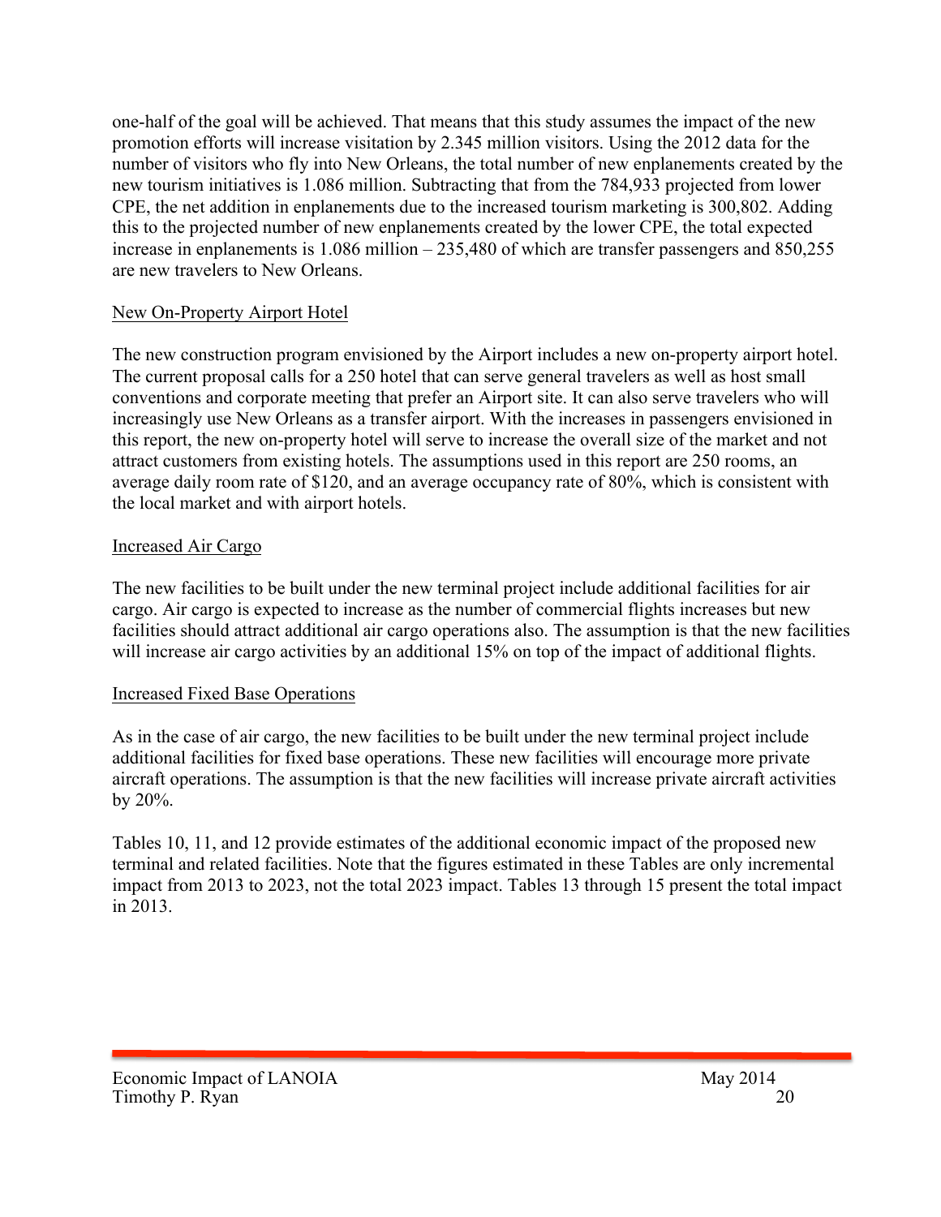one-half of the goal will be achieved. That means that this study assumes the impact of the new promotion efforts will increase visitation by 2.345 million visitors. Using the 2012 data for the number of visitors who fly into New Orleans, the total number of new enplanements created by the new tourism initiatives is 1.086 million. Subtracting that from the 784,933 projected from lower CPE, the net addition in enplanements due to the increased tourism marketing is 300,802. Adding this to the projected number of new enplanements created by the lower CPE, the total expected increase in enplanements is 1.086 million – 235,480 of which are transfer passengers and 850,255 are new travelers to New Orleans.

<u>New On-Property Airport Hotel</u>

The new construction program envisioned by the Airport includes a new on-property airport hotel. The current proposal calls for a 250 hotel that can serve general travelers as well as host small conventions and corporate meeting that prefer an Airport site. It can also serve travelers who will increasingly use New Orleans as a transfer airport. With the increases in passengers envisioned in this report, the new on-property hotel will serve to increase the overall size of the market and not attract customers from existing hotels. The assumptions used in this report are 250 rooms, an average daily room rate of $120, and an average occupancy rate of 80%, which is consistent with the local market and with airport hotels.

<u>Increased Air Cargo</u>

The new facilities to be built under the new terminal project include additional facilities for air cargo. Air cargo is expected to increase as the number of commercial flights increases but new facilities should attract additional air cargo operations also. The assumption is that the new facilities will increase air cargo activities by an additional 15% on top of the impact of additional flights.

<u>Increased Fixed Base Operations</u>

As in the case of air cargo, the new facilities to be built under the new terminal project include additional facilities for fixed base operations. These new facilities will encourage more private aircraft operations. The assumption is that the new facilities will increase private aircraft activities by 20%.

Tables 10, 11, and 12 provide estimates of the additional economic impact of the proposed new terminal and related facilities. Note that the figures estimated in these Tables are only incremental impact from 2013 to 2023, not the total 2023 impact. Tables 13 through 15 present the total impact in 2013.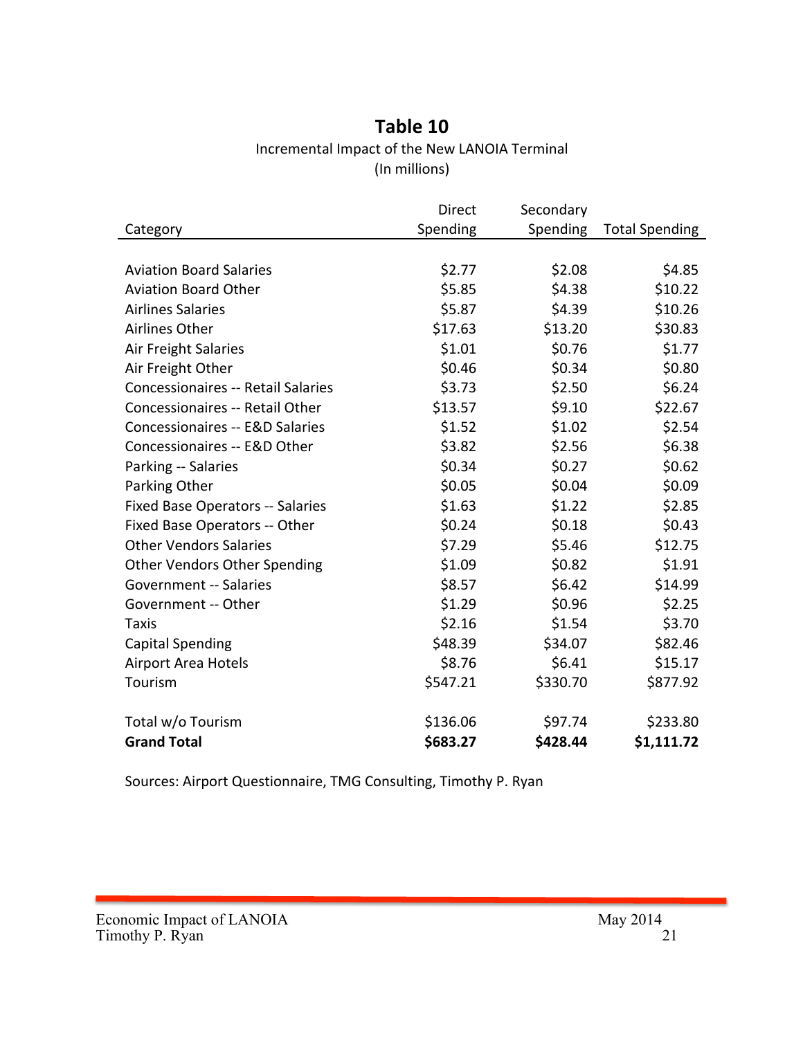## Table 10

Incremental Impact of the New LANOIA Terminal

(In millions)

| Category | Direct Spending | Secondary Spending | Total Spending |
|---|---|---|---|
| Aviation Board Salaries | $2.77 | $2.08 | $4.85 |
| Aviation Board Other | $5.85 | $4.38 | $10.22 |
| Airlines Salaries | $5.87 | $4.39 | $10.26 |
| Airlines Other | $17.63 | $13.20 | $30.83 |
| Air Freight Salaries | $1.01 | $0.76 | $1.77 |
| Air Freight Other | $0.46 | $0.34 | $0.80 |
| Concessionaires -- Retail Salaries | $3.73 | $2.50 | $6.24 |
| Concessionaires -- Retail Other | $13.57 | $9.10 | $22.67 |
| Concessionaires -- E&D Salaries | $1.52 | $1.02 | $2.54 |
| Concessionaires -- E&D Other | $3.82 | $2.56 | $6.38 |
| Parking -- Salaries | $0.34 | $0.27 | $0.62 |
| Parking Other | $0.05 | $0.04 | $0.09 |
| Fixed Base Operators -- Salaries | $1.63 | $1.22 | $2.85 |
| Fixed Base Operators -- Other | $0.24 | $0.18 | $0.43 |
| Other Vendors Salaries | $7.29 | $5.46 | $12.75 |
| Other Vendors Other Spending | $1.09 | $0.82 | $1.91 |
| Government -- Salaries | $8.57 | $6.42 | $14.99 |
| Government -- Other | $1.29 | $0.96 | $2.25 |
| Taxis | $2.16 | $1.54 | $3.70 |
| Capital Spending | $48.39 | $34.07 | $82.46 |
| Airport Area Hotels | $8.76 | $6.41 | $15.17 |
| Tourism | $547.21 | $330.70 | $877.92 |
| Total w/o Tourism | $136.06 | $97.74 | $233.80 |
| **Grand Total** | **$683.27** | **$428.44** | **$1,111.72** |

Sources: Airport Questionnaire, TMG Consulting, Timothy P. Ryan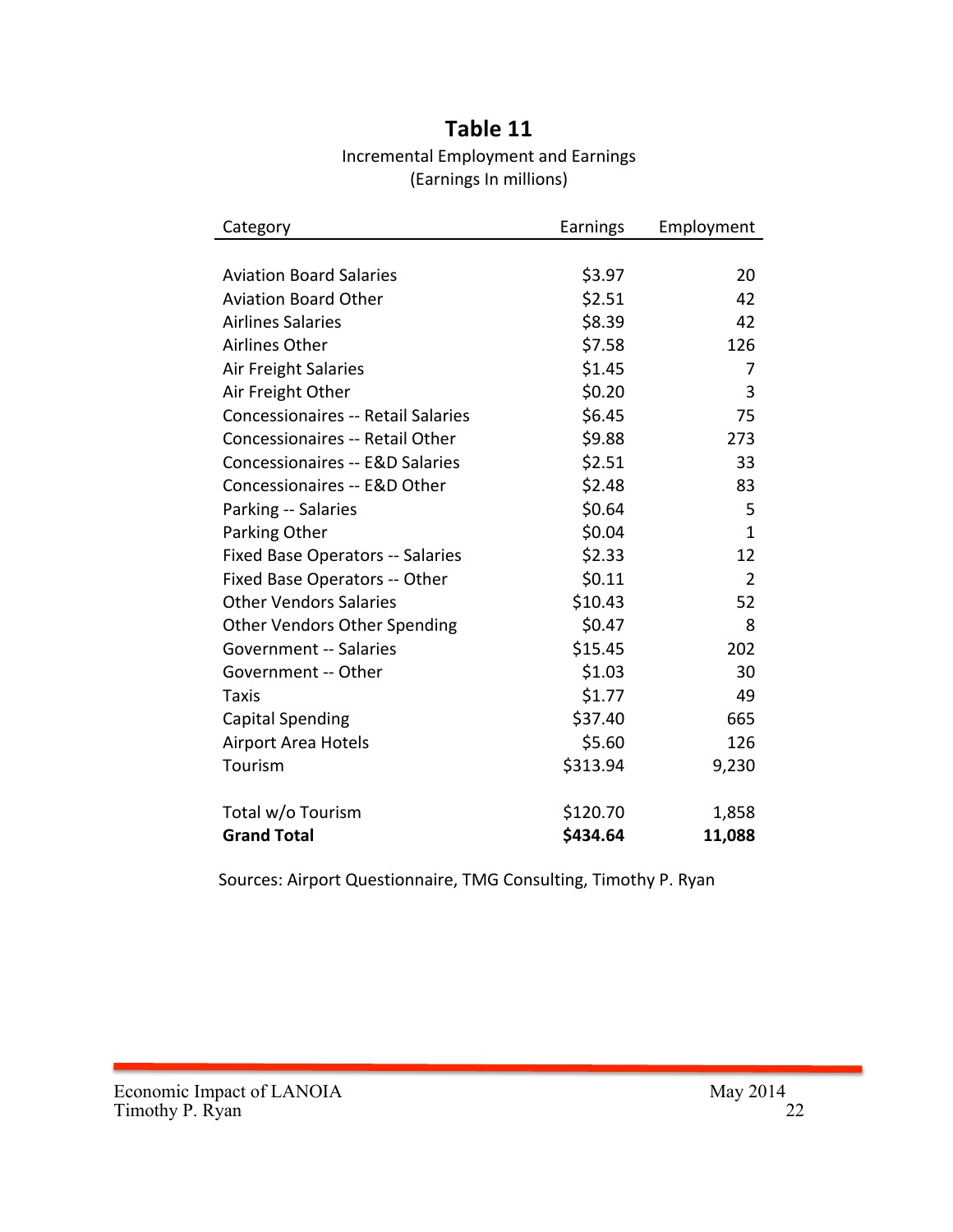## Table 11

Incremental Employment and Earnings
(Earnings In millions)

| Category | Earnings | Employment |
|---|---|---|
| Aviation Board Salaries | $3.97 | 20 |
| Aviation Board Other | $2.51 | 42 |
| Airlines Salaries | $8.39 | 42 |
| Airlines Other | $7.58 | 126 |
| Air Freight Salaries | $1.45 | 7 |
| Air Freight Other | $0.20 | 3 |
| Concessionaires -- Retail Salaries | $6.45 | 75 |
| Concessionaires -- Retail Other | $9.88 | 273 |
| Concessionaires -- E&D Salaries | $2.51 | 33 |
| Concessionaires -- E&D Other | $2.48 | 83 |
| Parking -- Salaries | $0.64 | 5 |
| Parking Other | $0.04 | 1 |
| Fixed Base Operators -- Salaries | $2.33 | 12 |
| Fixed Base Operators -- Other | $0.11 | 2 |
| Other Vendors Salaries | $10.43 | 52 |
| Other Vendors Other Spending | $0.47 | 8 |
| Government -- Salaries | $15.45 | 202 |
| Government -- Other | $1.03 | 30 |
| Taxis | $1.77 | 49 |
| Capital Spending | $37.40 | 665 |
| Airport Area Hotels | $5.60 | 126 |
| Tourism | $313.94 | 9,230 |
| Total w/o Tourism | $120.70 | 1,858 |
| **Grand Total** | **$434.64** | **11,088** |

Sources: Airport Questionnaire, TMG Consulting, Timothy P. Ryan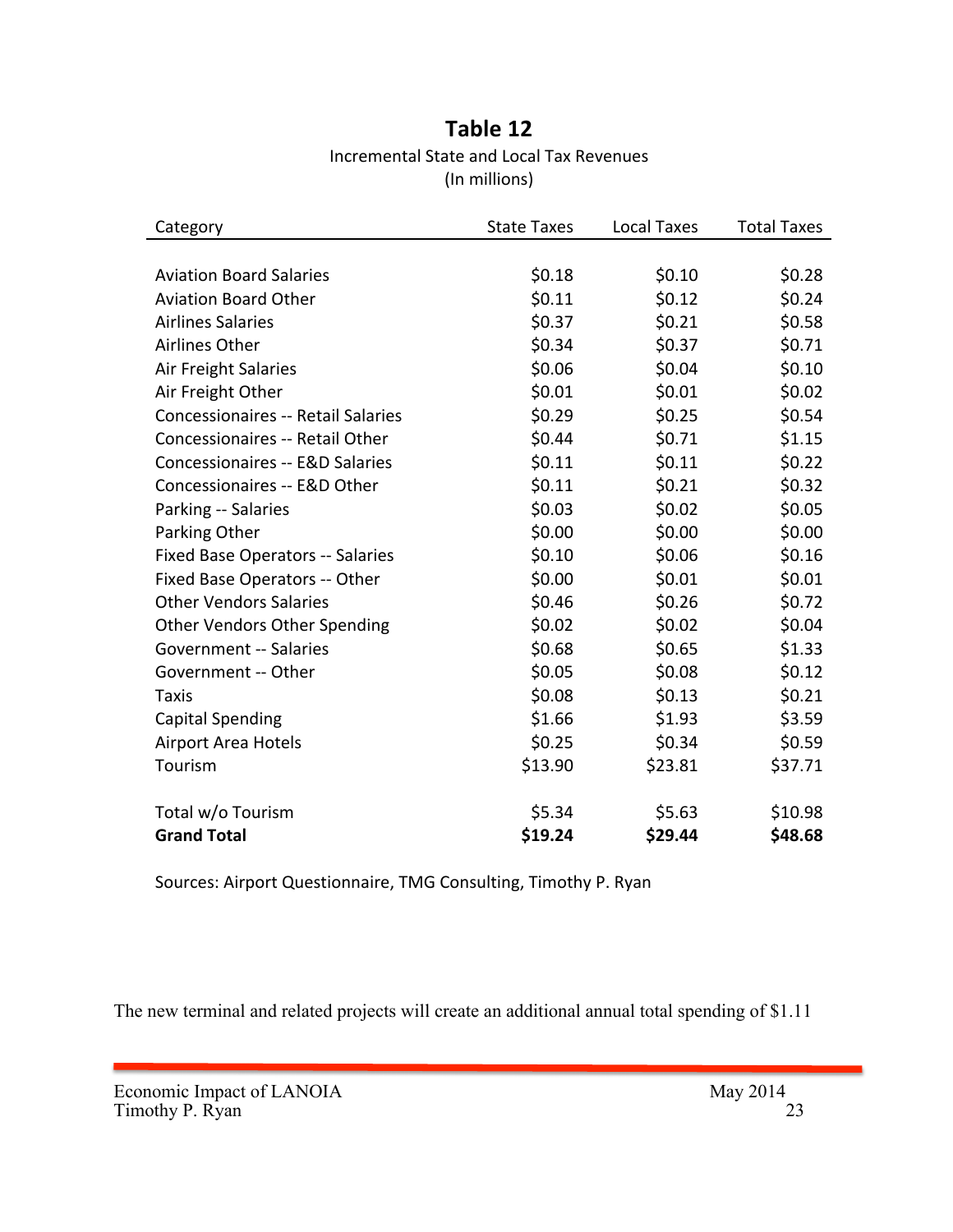## Table 12

Incremental State and Local Tax Revenues

(In millions)

| Category | State Taxes | Local Taxes | Total Taxes |
|---|---|---|---|
| Aviation Board Salaries | $0.18 | $0.10 | $0.28 |
| Aviation Board Other | $0.11 | $0.12 | $0.24 |
| Airlines Salaries | $0.37 | $0.21 | $0.58 |
| Airlines Other | $0.34 | $0.37 | $0.71 |
| Air Freight Salaries | $0.06 | $0.04 | $0.10 |
| Air Freight Other | $0.01 | $0.01 | $0.02 |
| Concessionaires -- Retail Salaries | $0.29 | $0.25 | $0.54 |
| Concessionaires -- Retail Other | $0.44 | $0.71 | $1.15 |
| Concessionaires -- E&D Salaries | $0.11 | $0.11 | $0.22 |
| Concessionaires -- E&D Other | $0.11 | $0.21 | $0.32 |
| Parking -- Salaries | $0.03 | $0.02 | $0.05 |
| Parking Other | $0.00 | $0.00 | $0.00 |
| Fixed Base Operators -- Salaries | $0.10 | $0.06 | $0.16 |
| Fixed Base Operators -- Other | $0.00 | $0.01 | $0.01 |
| Other Vendors Salaries | $0.46 | $0.26 | $0.72 |
| Other Vendors Other Spending | $0.02 | $0.02 | $0.04 |
| Government -- Salaries | $0.68 | $0.65 | $1.33 |
| Government -- Other | $0.05 | $0.08 | $0.12 |
| Taxis | $0.08 | $0.13 | $0.21 |
| Capital Spending | $1.66 | $1.93 | $3.59 |
| Airport Area Hotels | $0.25 | $0.34 | $0.59 |
| Tourism | $13.90 | $23.81 | $37.71 |
| Total w/o Tourism | $5.34 | $5.63 | $10.98 |
| **Grand Total** | **$19.24** | **$29.44** | **$48.68** |

Sources: Airport Questionnaire, TMG Consulting, Timothy P. Ryan

The new terminal and related projects will create an additional annual total spending of $1.11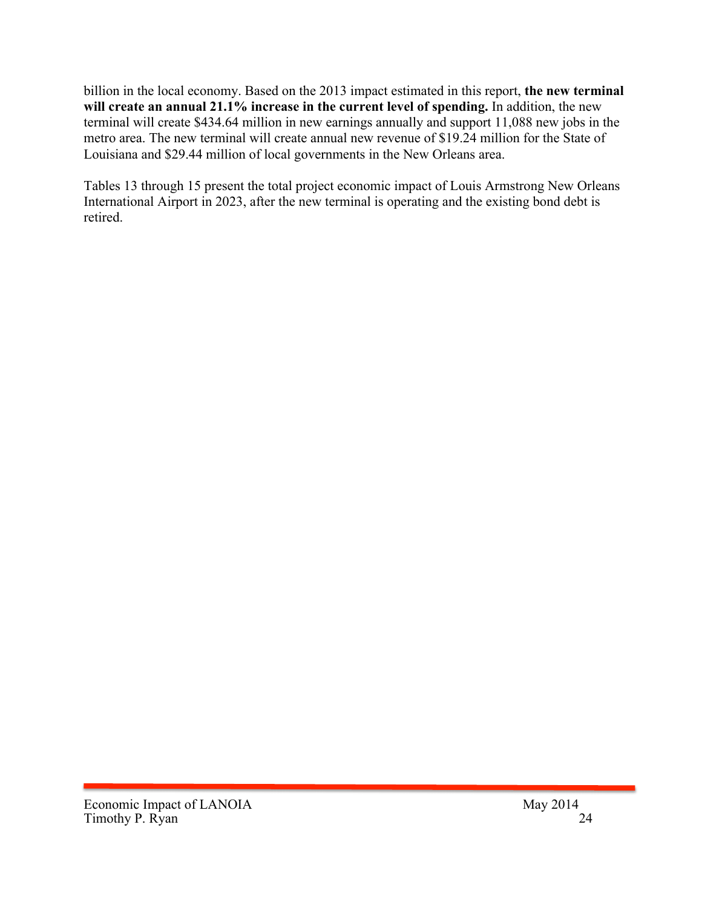billion in the local economy. Based on the 2013 impact estimated in this report, **the new terminal will create an annual 21.1% increase in the current level of spending.** In addition, the new terminal will create $434.64 million in new earnings annually and support 11,088 new jobs in the metro area. The new terminal will create annual new revenue of $19.24 million for the State of Louisiana and $29.44 million of local governments in the New Orleans area.

Tables 13 through 15 present the total project economic impact of Louis Armstrong New Orleans International Airport in 2023, after the new terminal is operating and the existing bond debt is retired.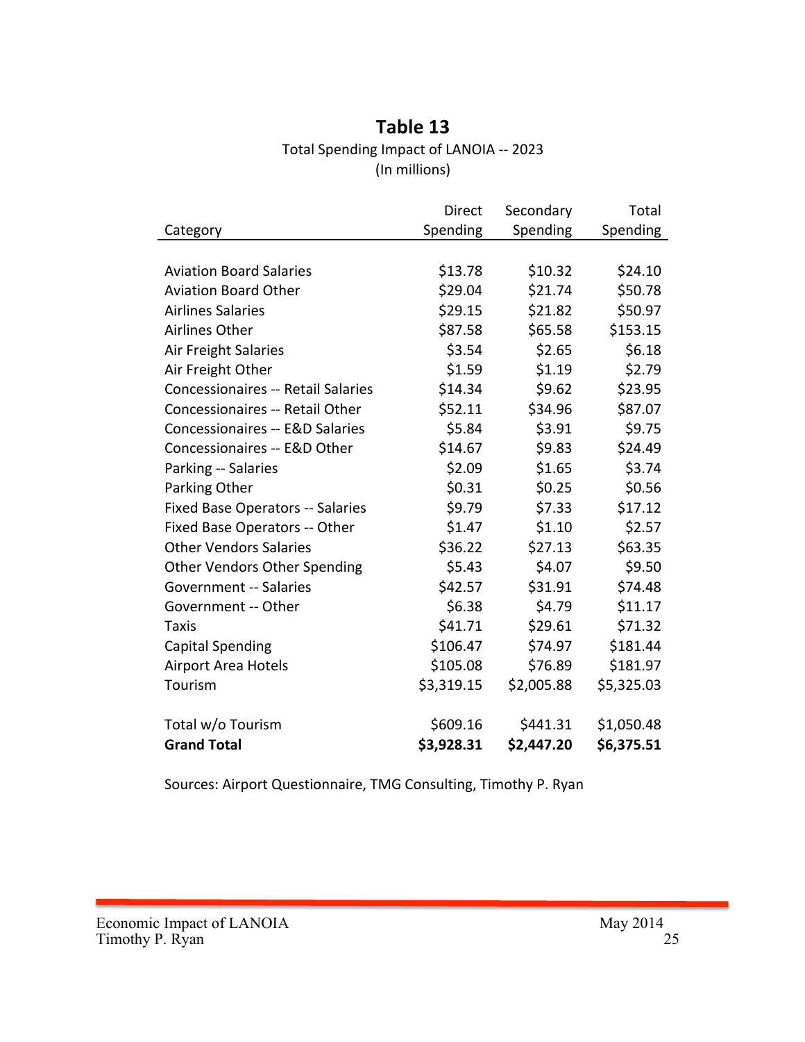## Table 13

Total Spending Impact of LANOIA -- 2023
(In millions)

| Category | Direct Spending | Secondary Spending | Total Spending |
|---|---|---|---|
| Aviation Board Salaries | $13.78 | $10.32 | $24.10 |
| Aviation Board Other | $29.04 | $21.74 | $50.78 |
| Airlines Salaries | $29.15 | $21.82 | $50.97 |
| Airlines Other | $87.58 | $65.58 | $153.15 |
| Air Freight Salaries | $3.54 | $2.65 | $6.18 |
| Air Freight Other | $1.59 | $1.19 | $2.79 |
| Concessionaires -- Retail Salaries | $14.34 | $9.62 | $23.95 |
| Concessionaires -- Retail Other | $52.11 | $34.96 | $87.07 |
| Concessionaires -- E&D Salaries | $5.84 | $3.91 | $9.75 |
| Concessionaires -- E&D Other | $14.67 | $9.83 | $24.49 |
| Parking -- Salaries | $2.09 | $1.65 | $3.74 |
| Parking Other | $0.31 | $0.25 | $0.56 |
| Fixed Base Operators -- Salaries | $9.79 | $7.33 | $17.12 |
| Fixed Base Operators -- Other | $1.47 | $1.10 | $2.57 |
| Other Vendors Salaries | $36.22 | $27.13 | $63.35 |
| Other Vendors Other Spending | $5.43 | $4.07 | $9.50 |
| Government -- Salaries | $42.57 | $31.91 | $74.48 |
| Government -- Other | $6.38 | $4.79 | $11.17 |
| Taxis | $41.71 | $29.61 | $71.32 |
| Capital Spending | $106.47 | $74.97 | $181.44 |
| Airport Area Hotels | $105.08 | $76.89 | $181.97 |
| Tourism | $3,319.15 | $2,005.88 | $5,325.03 |
| Total w/o Tourism | $609.16 | $441.31 | $1,050.48 |
| **Grand Total** | **$3,928.31** | **$2,447.20** | **$6,375.51** |

Sources: Airport Questionnaire, TMG Consulting, Timothy P. Ryan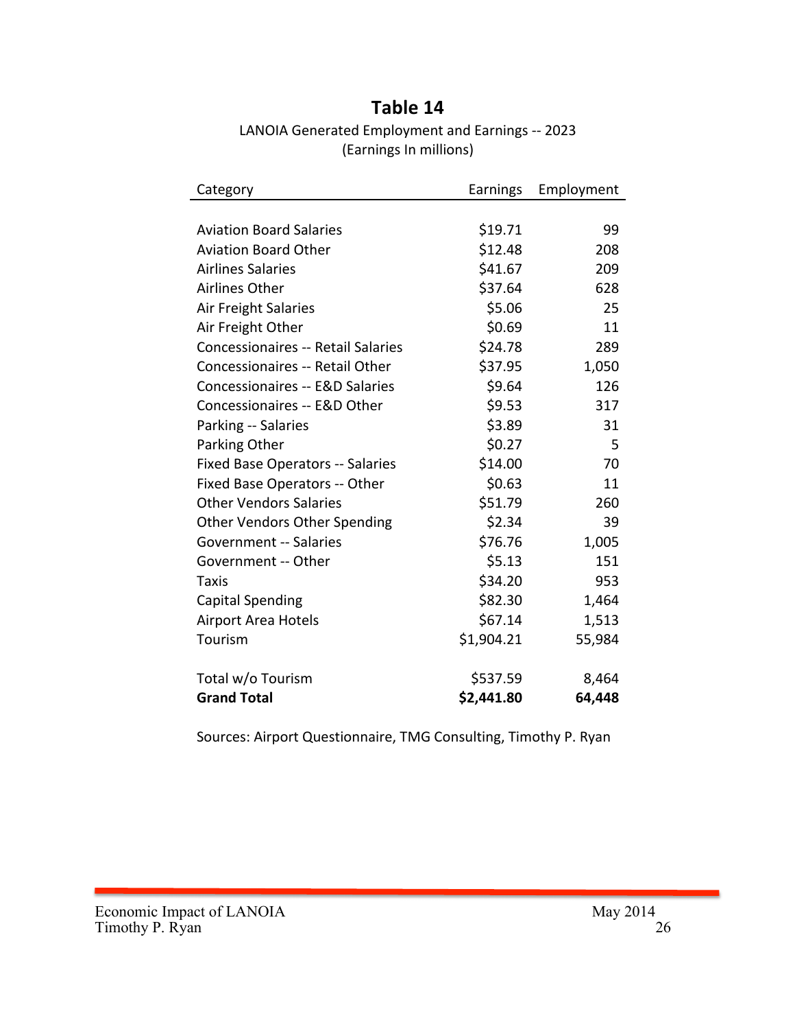# Table 14

LANOIA Generated Employment and Earnings -- 2023
(Earnings In millions)

| Category | Earnings | Employment |
|---|---|---|
| Aviation Board Salaries | $19.71 | 99 |
| Aviation Board Other | $12.48 | 208 |
| Airlines Salaries | $41.67 | 209 |
| Airlines Other | $37.64 | 628 |
| Air Freight Salaries | $5.06 | 25 |
| Air Freight Other | $0.69 | 11 |
| Concessionaires -- Retail Salaries | $24.78 | 289 |
| Concessionaires -- Retail Other | $37.95 | 1,050 |
| Concessionaires -- E&D Salaries | $9.64 | 126 |
| Concessionaires -- E&D Other | $9.53 | 317 |
| Parking -- Salaries | $3.89 | 31 |
| Parking Other | $0.27 | 5 |
| Fixed Base Operators -- Salaries | $14.00 | 70 |
| Fixed Base Operators -- Other | $0.63 | 11 |
| Other Vendors Salaries | $51.79 | 260 |
| Other Vendors Other Spending | $2.34 | 39 |
| Government -- Salaries | $76.76 | 1,005 |
| Government -- Other | $5.13 | 151 |
| Taxis | $34.20 | 953 |
| Capital Spending | $82.30 | 1,464 |
| Airport Area Hotels | $67.14 | 1,513 |
| Tourism | $1,904.21 | 55,984 |
| Total w/o Tourism | $537.59 | 8,464 |
| **Grand Total** | **$2,441.80** | **64,448** |

Sources: Airport Questionnaire, TMG Consulting, Timothy P. Ryan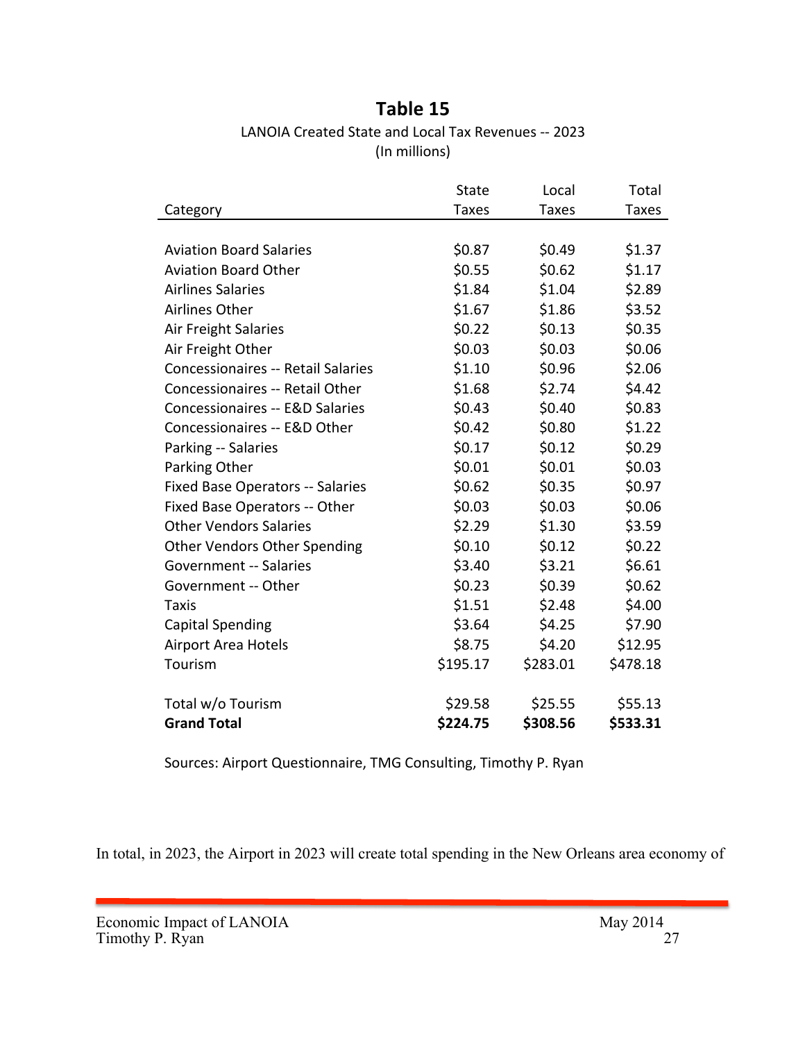## Table 15

LANOIA Created State and Local Tax Revenues -- 2023
(In millions)

| Category | State Taxes | Local Taxes | Total Taxes |
|---|---|---|---|
| Aviation Board Salaries | $0.87 | $0.49 | $1.37 |
| Aviation Board Other | $0.55 | $0.62 | $1.17 |
| Airlines Salaries | $1.84 | $1.04 | $2.89 |
| Airlines Other | $1.67 | $1.86 | $3.52 |
| Air Freight Salaries | $0.22 | $0.13 | $0.35 |
| Air Freight Other | $0.03 | $0.03 | $0.06 |
| Concessionaires -- Retail Salaries | $1.10 | $0.96 | $2.06 |
| Concessionaires -- Retail Other | $1.68 | $2.74 | $4.42 |
| Concessionaires -- E&D Salaries | $0.43 | $0.40 | $0.83 |
| Concessionaires -- E&D Other | $0.42 | $0.80 | $1.22 |
| Parking -- Salaries | $0.17 | $0.12 | $0.29 |
| Parking Other | $0.01 | $0.01 | $0.03 |
| Fixed Base Operators -- Salaries | $0.62 | $0.35 | $0.97 |
| Fixed Base Operators -- Other | $0.03 | $0.03 | $0.06 |
| Other Vendors Salaries | $2.29 | $1.30 | $3.59 |
| Other Vendors Other Spending | $0.10 | $0.12 | $0.22 |
| Government -- Salaries | $3.40 | $3.21 | $6.61 |
| Government -- Other | $0.23 | $0.39 | $0.62 |
| Taxis | $1.51 | $2.48 | $4.00 |
| Capital Spending | $3.64 | $4.25 | $7.90 |
| Airport Area Hotels | $8.75 | $4.20 | $12.95 |
| Tourism | $195.17 | $283.01 | $478.18 |
| Total w/o Tourism | $29.58 | $25.55 | $55.13 |
| **Grand Total** | **$224.75** | **$308.56** | **$533.31** |

Sources: Airport Questionnaire, TMG Consulting, Timothy P. Ryan

In total, in 2023, the Airport in 2023 will create total spending in the New Orleans area economy of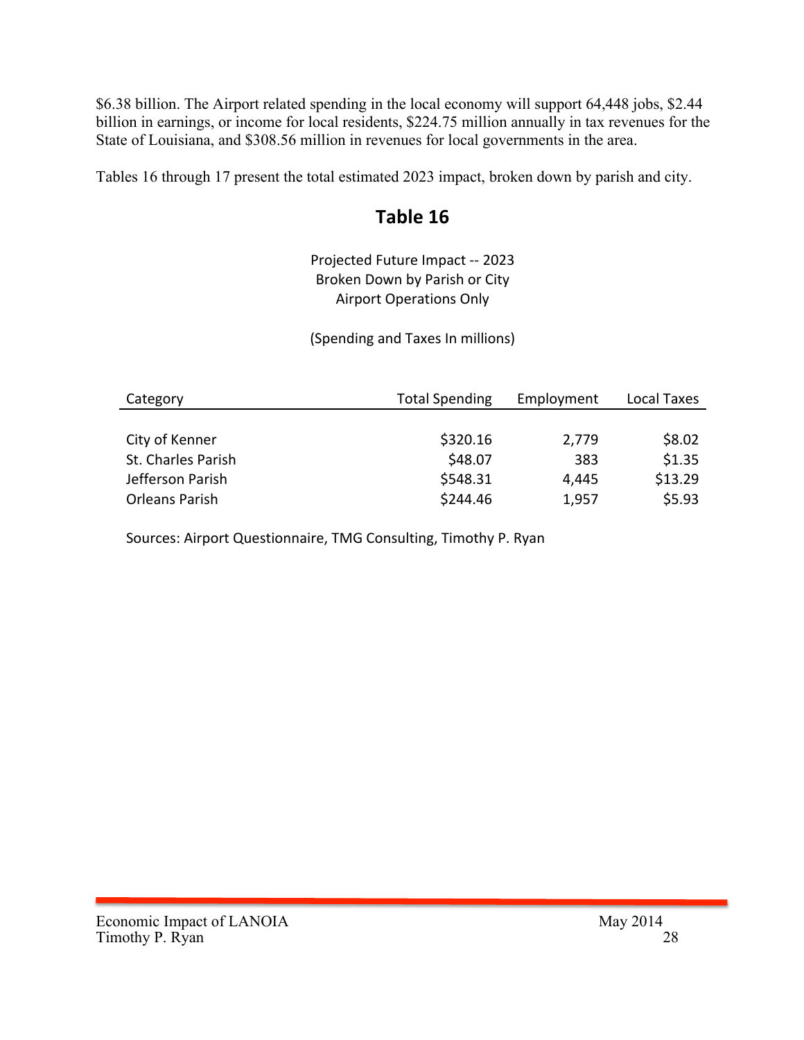$6.38 billion. The Airport related spending in the local economy will support 64,448 jobs, $2.44 billion in earnings, or income for local residents, $224.75 million annually in tax revenues for the State of Louisiana, and $308.56 million in revenues for local governments in the area.

Tables 16 through 17 present the total estimated 2023 impact, broken down by parish and city.

## Table 16

Projected Future Impact -- 2023
Broken Down by Parish or City
Airport Operations Only

(Spending and Taxes In millions)

| Category | Total Spending | Employment | Local Taxes |
|---|---|---|---|
| City of Kenner | $320.16 | 2,779 | $8.02 |
| St. Charles Parish | $48.07 | 383 | $1.35 |
| Jefferson Parish | $548.31 | 4,445 | $13.29 |
| Orleans Parish | $244.46 | 1,957 | $5.93 |

Sources: Airport Questionnaire, TMG Consulting, Timothy P. Ryan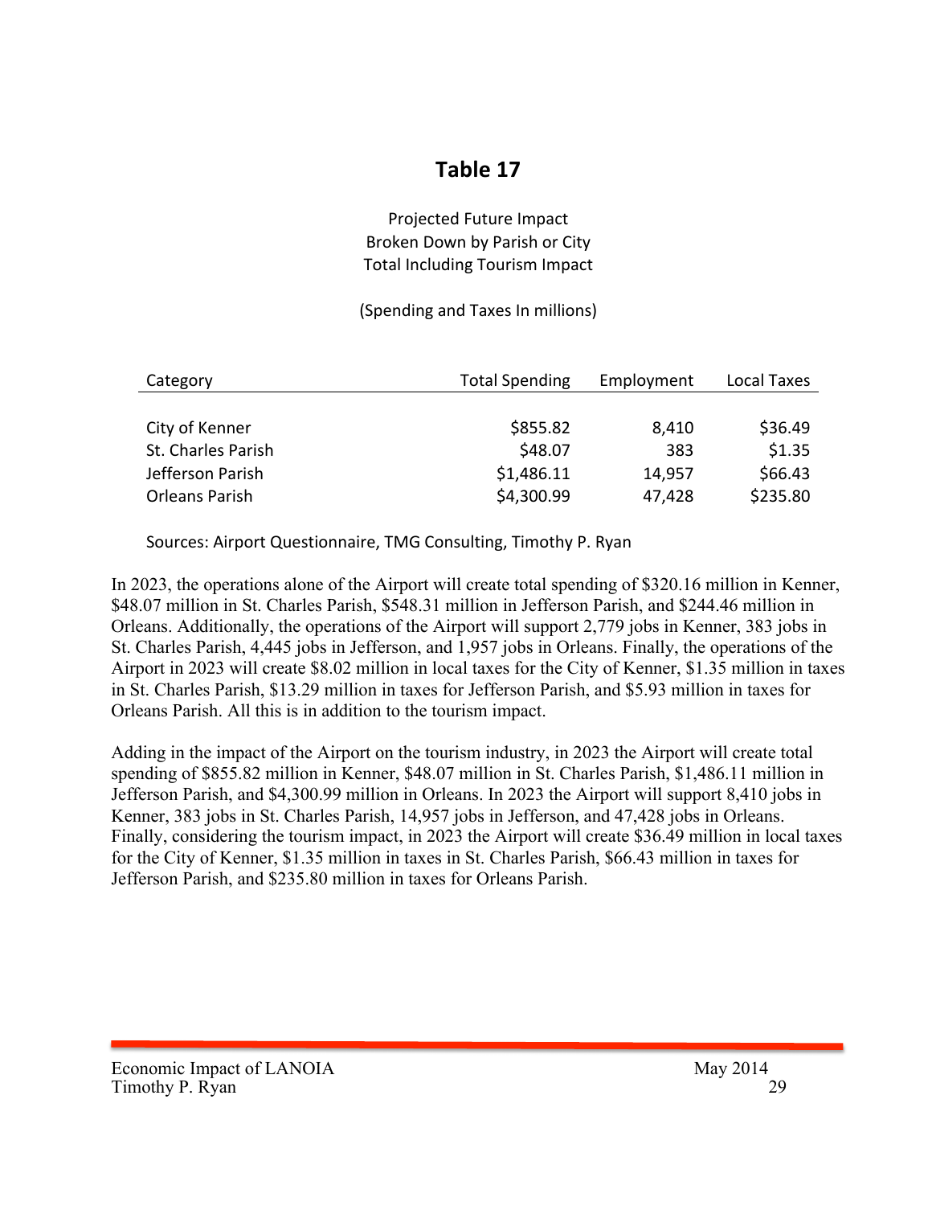## Table 17

Projected Future Impact
Broken Down by Parish or City
Total Including Tourism Impact

(Spending and Taxes In millions)

| Category | Total Spending | Employment | Local Taxes |
|---|---|---|---|
| City of Kenner | $855.82 | 8,410 | $36.49 |
| St. Charles Parish | $48.07 | 383 | $1.35 |
| Jefferson Parish | $1,486.11 | 14,957 | $66.43 |
| Orleans Parish | $4,300.99 | 47,428 | $235.80 |

Sources: Airport Questionnaire, TMG Consulting, Timothy P. Ryan

In 2023, the operations alone of the Airport will create total spending of $320.16 million in Kenner, $48.07 million in St. Charles Parish, $548.31 million in Jefferson Parish, and $244.46 million in Orleans. Additionally, the operations of the Airport will support 2,779 jobs in Kenner, 383 jobs in St. Charles Parish, 4,445 jobs in Jefferson, and 1,957 jobs in Orleans. Finally, the operations of the Airport in 2023 will create $8.02 million in local taxes for the City of Kenner, $1.35 million in taxes in St. Charles Parish, $13.29 million in taxes for Jefferson Parish, and $5.93 million in taxes for Orleans Parish. All this is in addition to the tourism impact.

Adding in the impact of the Airport on the tourism industry, in 2023 the Airport will create total spending of $855.82 million in Kenner, $48.07 million in St. Charles Parish, $1,486.11 million in Jefferson Parish, and $4,300.99 million in Orleans. In 2023 the Airport will support 8,410 jobs in Kenner, 383 jobs in St. Charles Parish, 14,957 jobs in Jefferson, and 47,428 jobs in Orleans. Finally, considering the tourism impact, in 2023 the Airport will create $36.49 million in local taxes for the City of Kenner, $1.35 million in taxes in St. Charles Parish, $66.43 million in taxes for Jefferson Parish, and $235.80 million in taxes for Orleans Parish.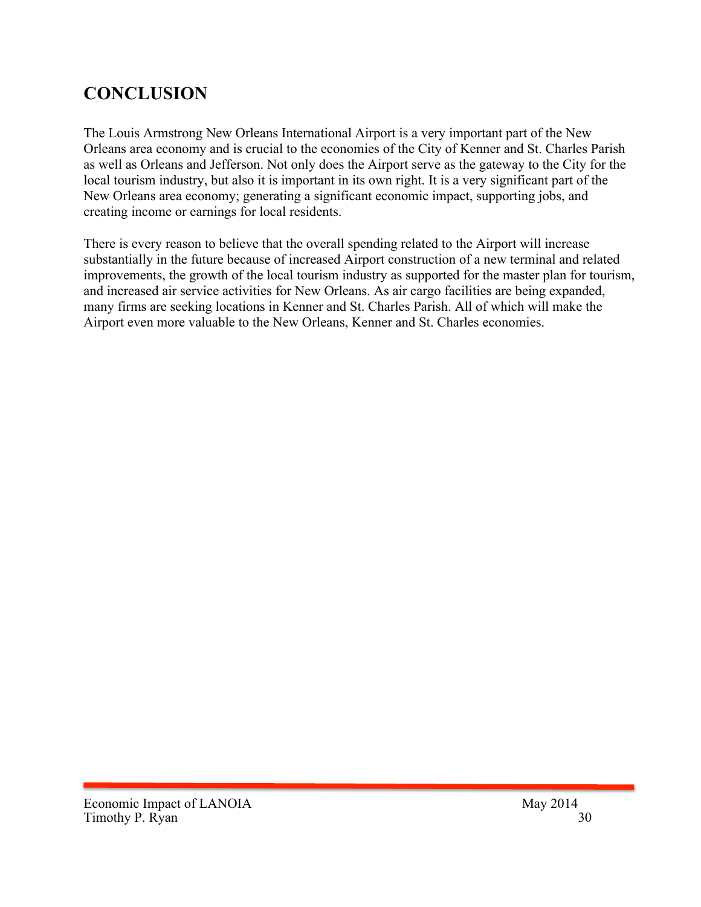## CONCLUSION

The Louis Armstrong New Orleans International Airport is a very important part of the New Orleans area economy and is crucial to the economies of the City of Kenner and St. Charles Parish as well as Orleans and Jefferson. Not only does the Airport serve as the gateway to the City for the local tourism industry, but also it is important in its own right. It is a very significant part of the New Orleans area economy; generating a significant economic impact, supporting jobs, and creating income or earnings for local residents.

There is every reason to believe that the overall spending related to the Airport will increase substantially in the future because of increased Airport construction of a new terminal and related improvements, the growth of the local tourism industry as supported for the master plan for tourism, and increased air service activities for New Orleans. As air cargo facilities are being expanded, many firms are seeking locations in Kenner and St. Charles Parish. All of which will make the Airport even more valuable to the New Orleans, Kenner and St. Charles economies.